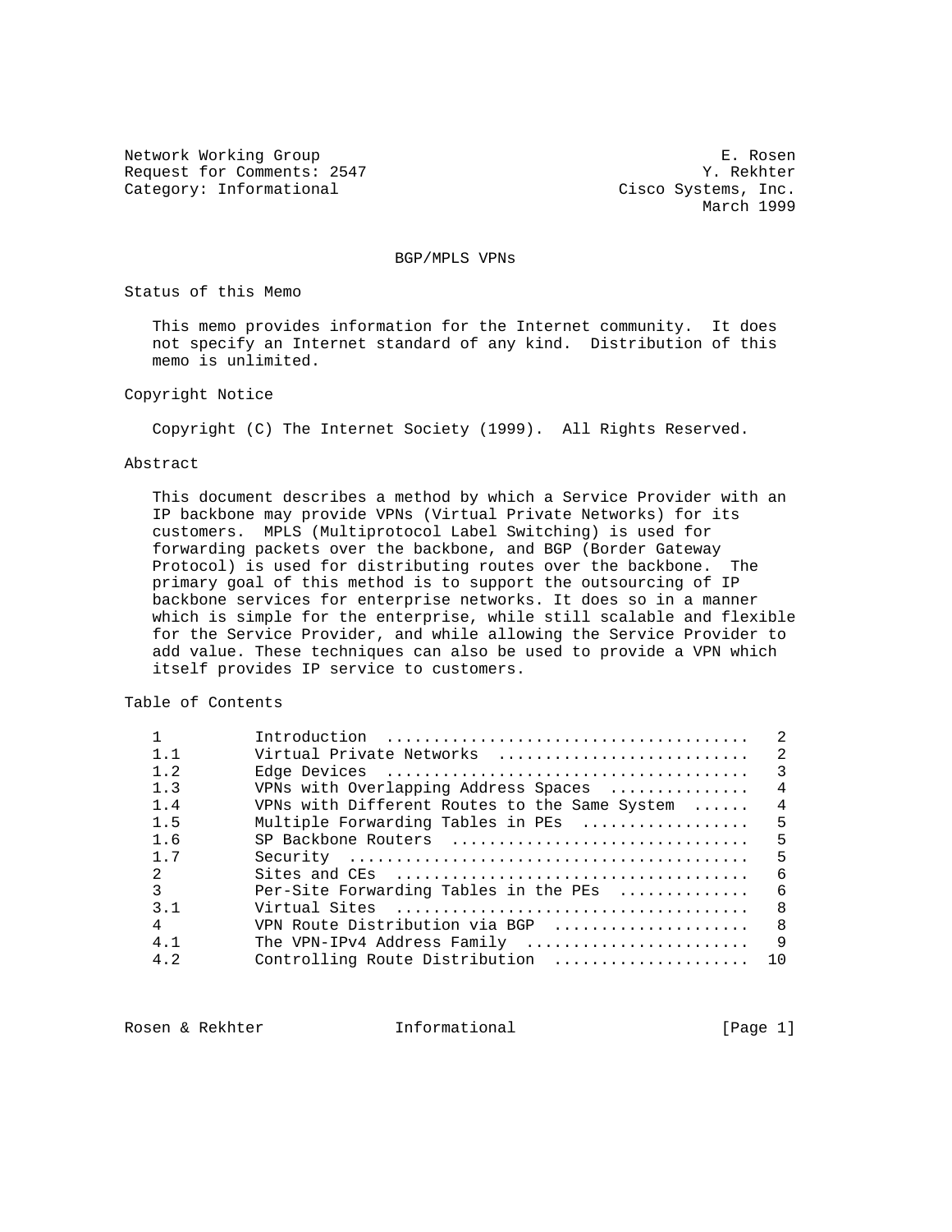Network Working Group E. Rosen
Request for Comments: 2547 Y. Rekhter
Category: Informational Cisco Systems, Inc.
March 1999

# BGP/MPLS VPNs

## Status of this Memo

This memo provides information for the Internet community. It does not specify an Internet standard of any kind. Distribution of this memo is unlimited.

## Copyright Notice

Copyright (C) The Internet Society (1999). All Rights Reserved.

## Abstract

This document describes a method by which a Service Provider with an IP backbone may provide VPNs (Virtual Private Networks) for its customers. MPLS (Multiprotocol Label Switching) is used for forwarding packets over the backbone, and BGP (Border Gateway Protocol) is used for distributing routes over the backbone. The primary goal of this method is to support the outsourcing of IP backbone services for enterprise networks. It does so in a manner which is simple for the enterprise, while still scalable and flexible for the Service Provider, and while allowing the Service Provider to add value. These techniques can also be used to provide a VPN which itself provides IP service to customers.

## Table of Contents

```
1         Introduction  ......................................   2
1.1       Virtual Private Networks  ..........................   2
1.2       Edge Devices  ......................................   3
1.3       VPNs with Overlapping Address Spaces  ..............   4
1.4       VPNs with Different Routes to the Same System  ......  4
1.5       Multiple Forwarding Tables in PEs  .................   5
1.6       SP Backbone Routers  ...............................   5
1.7       Security  ..........................................   5
2         Sites and CEs  .....................................   6
3         Per-Site Forwarding Tables in the PEs  .............   6
3.1       Virtual Sites  .....................................   8
4         VPN Route Distribution via BGP  ....................   8
4.1       The VPN-IPv4 Address Family  .......................   9
4.2       Controlling Route Distribution  .....................  10
```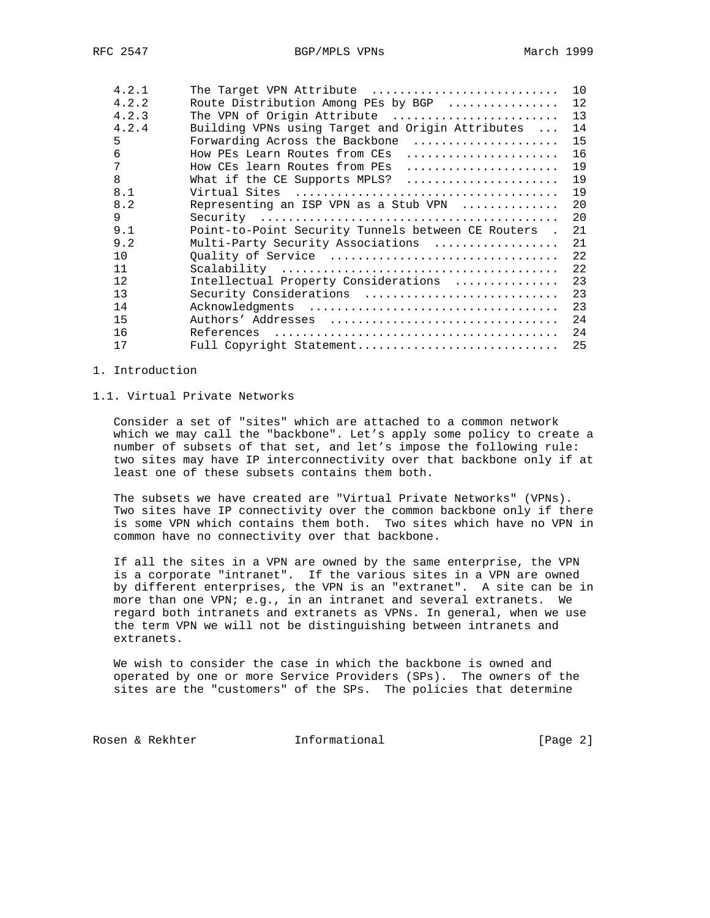| | | |
|---|---|---|
| 4.2.1 | The Target VPN Attribute | 10 |
| 4.2.2 | Route Distribution Among PEs by BGP | 12 |
| 4.2.3 | The VPN of Origin Attribute | 13 |
| 4.2.4 | Building VPNs using Target and Origin Attributes | 14 |
| 5 | Forwarding Across the Backbone | 15 |
| 6 | How PEs Learn Routes from CEs | 16 |
| 7 | How CEs learn Routes from PEs | 19 |
| 8 | What if the CE Supports MPLS? | 19 |
| 8.1 | Virtual Sites | 19 |
| 8.2 | Representing an ISP VPN as a Stub VPN | 20 |
| 9 | Security | 20 |
| 9.1 | Point-to-Point Security Tunnels between CE Routers | 21 |
| 9.2 | Multi-Party Security Associations | 21 |
| 10 | Quality of Service | 22 |
| 11 | Scalability | 22 |
| 12 | Intellectual Property Considerations | 23 |
| 13 | Security Considerations | 23 |
| 14 | Acknowledgments | 23 |
| 15 | Authors' Addresses | 24 |
| 16 | References | 24 |
| 17 | Full Copyright Statement | 25 |

# 1. Introduction

## 1.1. Virtual Private Networks

Consider a set of "sites" which are attached to a common network which we may call the "backbone". Let's apply some policy to create a number of subsets of that set, and let's impose the following rule: two sites may have IP interconnectivity over that backbone only if at least one of these subsets contains them both.

The subsets we have created are "Virtual Private Networks" (VPNs). Two sites have IP connectivity over the common backbone only if there is some VPN which contains them both. Two sites which have no VPN in common have no connectivity over that backbone.

If all the sites in a VPN are owned by the same enterprise, the VPN is a corporate "intranet". If the various sites in a VPN are owned by different enterprises, the VPN is an "extranet". A site can be in more than one VPN; e.g., in an intranet and several extranets. We regard both intranets and extranets as VPNs. In general, when we use the term VPN we will not be distinguishing between intranets and extranets.

We wish to consider the case in which the backbone is owned and operated by one or more Service Providers (SPs). The owners of the sites are the "customers" of the SPs. The policies that determine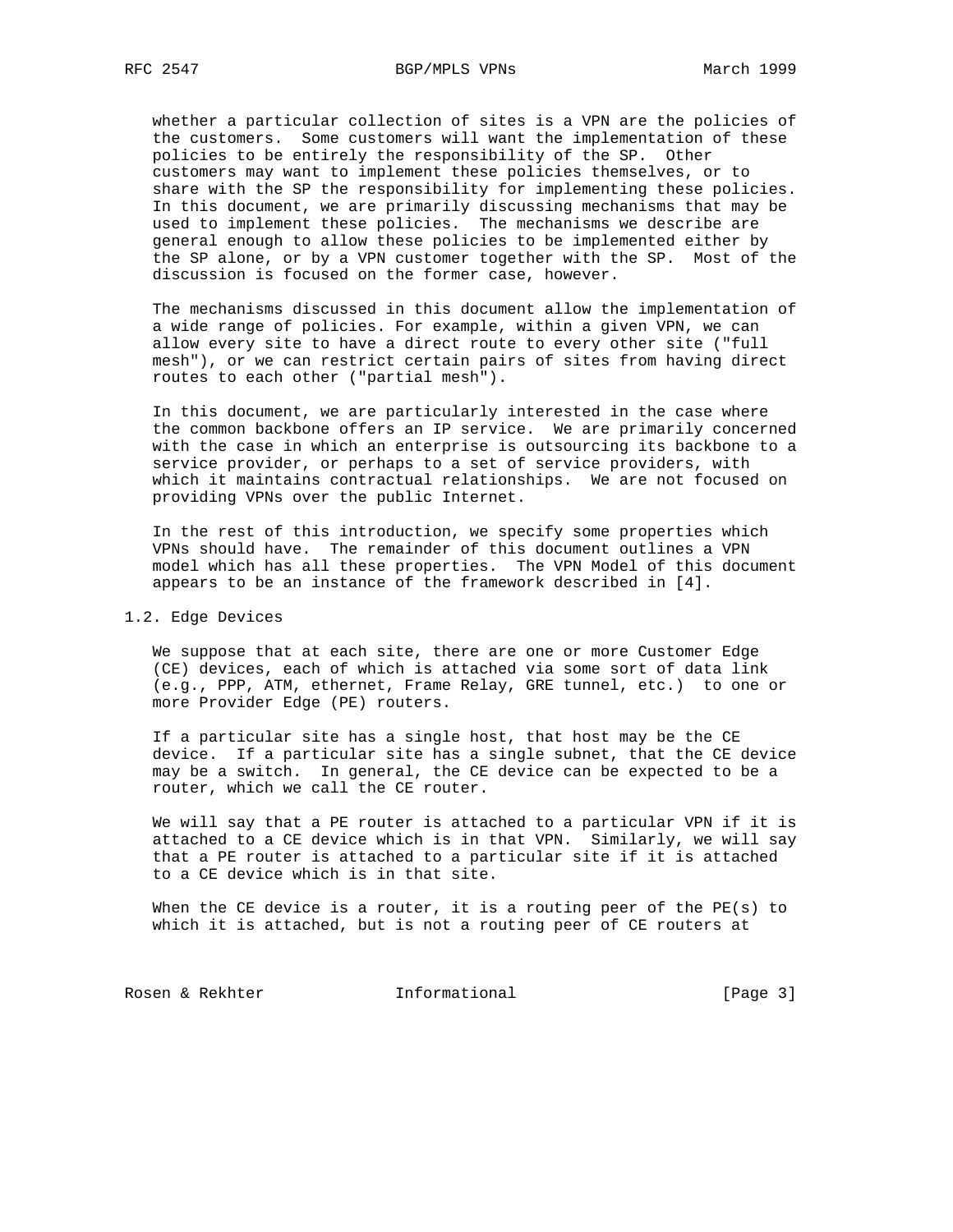whether a particular collection of sites is a VPN are the policies of the customers. Some customers will want the implementation of these policies to be entirely the responsibility of the SP. Other customers may want to implement these policies themselves, or to share with the SP the responsibility for implementing these policies. In this document, we are primarily discussing mechanisms that may be used to implement these policies. The mechanisms we describe are general enough to allow these policies to be implemented either by the SP alone, or by a VPN customer together with the SP. Most of the discussion is focused on the former case, however.

The mechanisms discussed in this document allow the implementation of a wide range of policies. For example, within a given VPN, we can allow every site to have a direct route to every other site ("full mesh"), or we can restrict certain pairs of sites from having direct routes to each other ("partial mesh").

In this document, we are particularly interested in the case where the common backbone offers an IP service. We are primarily concerned with the case in which an enterprise is outsourcing its backbone to a service provider, or perhaps to a set of service providers, with which it maintains contractual relationships. We are not focused on providing VPNs over the public Internet.

In the rest of this introduction, we specify some properties which VPNs should have. The remainder of this document outlines a VPN model which has all these properties. The VPN Model of this document appears to be an instance of the framework described in [4].

## 1.2. Edge Devices

We suppose that at each site, there are one or more Customer Edge (CE) devices, each of which is attached via some sort of data link (e.g., PPP, ATM, ethernet, Frame Relay, GRE tunnel, etc.) to one or more Provider Edge (PE) routers.

If a particular site has a single host, that host may be the CE device. If a particular site has a single subnet, that the CE device may be a switch. In general, the CE device can be expected to be a router, which we call the CE router.

We will say that a PE router is attached to a particular VPN if it is attached to a CE device which is in that VPN. Similarly, we will say that a PE router is attached to a particular site if it is attached to a CE device which is in that site.

When the CE device is a router, it is a routing peer of the PE(s) to which it is attached, but is not a routing peer of CE routers at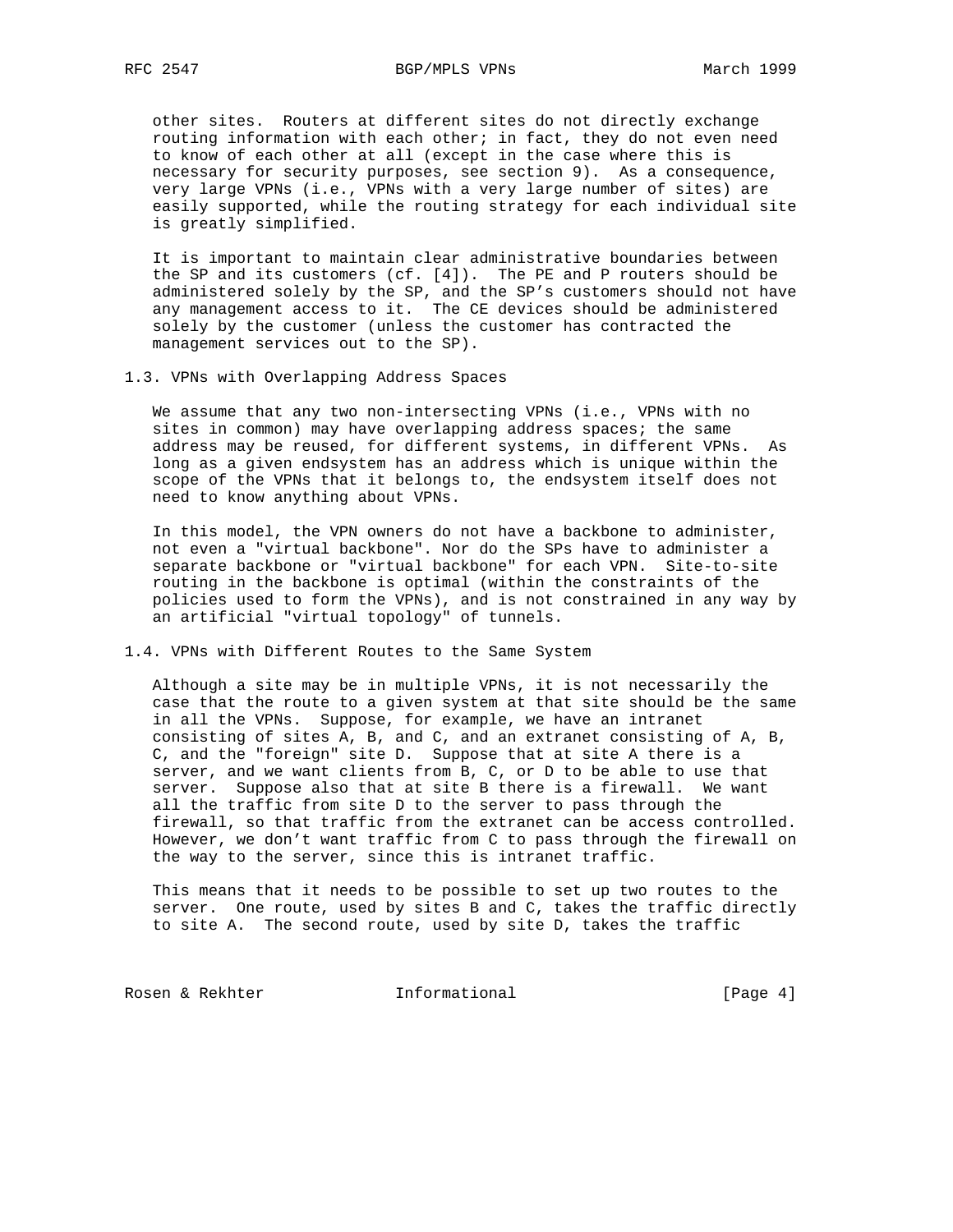other sites. Routers at different sites do not directly exchange routing information with each other; in fact, they do not even need to know of each other at all (except in the case where this is necessary for security purposes, see section 9). As a consequence, very large VPNs (i.e., VPNs with a very large number of sites) are easily supported, while the routing strategy for each individual site is greatly simplified.

It is important to maintain clear administrative boundaries between the SP and its customers (cf. [4]). The PE and P routers should be administered solely by the SP, and the SP's customers should not have any management access to it. The CE devices should be administered solely by the customer (unless the customer has contracted the management services out to the SP).

### 1.3. VPNs with Overlapping Address Spaces

We assume that any two non-intersecting VPNs (i.e., VPNs with no sites in common) may have overlapping address spaces; the same address may be reused, for different systems, in different VPNs. As long as a given endsystem has an address which is unique within the scope of the VPNs that it belongs to, the endsystem itself does not need to know anything about VPNs.

In this model, the VPN owners do not have a backbone to administer, not even a "virtual backbone". Nor do the SPs have to administer a separate backbone or "virtual backbone" for each VPN. Site-to-site routing in the backbone is optimal (within the constraints of the policies used to form the VPNs), and is not constrained in any way by an artificial "virtual topology" of tunnels.

### 1.4. VPNs with Different Routes to the Same System

Although a site may be in multiple VPNs, it is not necessarily the case that the route to a given system at that site should be the same in all the VPNs. Suppose, for example, we have an intranet consisting of sites A, B, and C, and an extranet consisting of A, B, C, and the "foreign" site D. Suppose that at site A there is a server, and we want clients from B, C, or D to be able to use that server. Suppose also that at site B there is a firewall. We want all the traffic from site D to the server to pass through the firewall, so that traffic from the extranet can be access controlled. However, we don't want traffic from C to pass through the firewall on the way to the server, since this is intranet traffic.

This means that it needs to be possible to set up two routes to the server. One route, used by sites B and C, takes the traffic directly to site A. The second route, used by site D, takes the traffic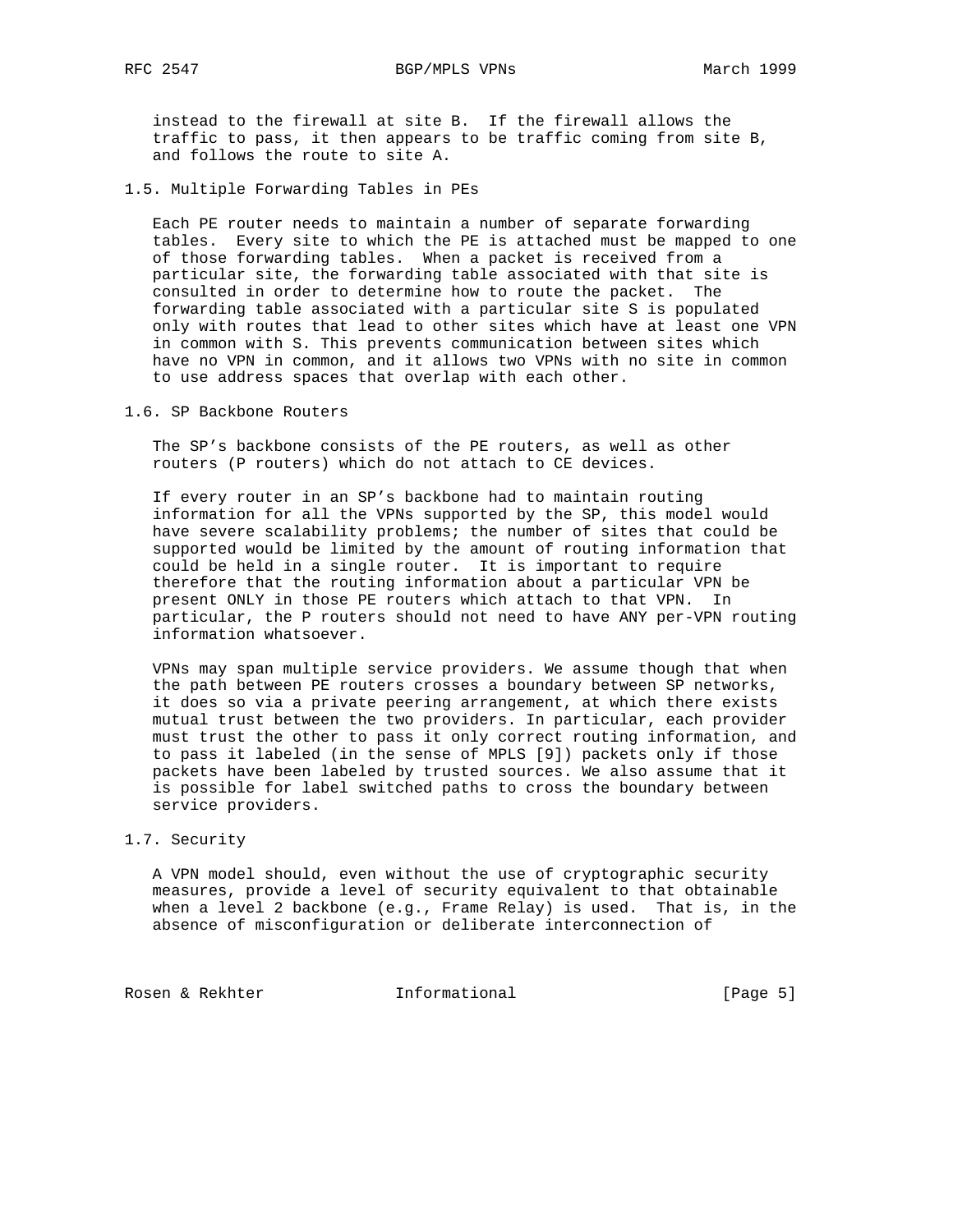instead to the firewall at site B. If the firewall allows the traffic to pass, it then appears to be traffic coming from site B, and follows the route to site A.

## 1.5. Multiple Forwarding Tables in PEs

Each PE router needs to maintain a number of separate forwarding tables. Every site to which the PE is attached must be mapped to one of those forwarding tables. When a packet is received from a particular site, the forwarding table associated with that site is consulted in order to determine how to route the packet. The forwarding table associated with a particular site S is populated only with routes that lead to other sites which have at least one VPN in common with S. This prevents communication between sites which have no VPN in common, and it allows two VPNs with no site in common to use address spaces that overlap with each other.

## 1.6. SP Backbone Routers

The SP's backbone consists of the PE routers, as well as other routers (P routers) which do not attach to CE devices.

If every router in an SP's backbone had to maintain routing information for all the VPNs supported by the SP, this model would have severe scalability problems; the number of sites that could be supported would be limited by the amount of routing information that could be held in a single router. It is important to require therefore that the routing information about a particular VPN be present ONLY in those PE routers which attach to that VPN. In particular, the P routers should not need to have ANY per-VPN routing information whatsoever.

VPNs may span multiple service providers. We assume though that when the path between PE routers crosses a boundary between SP networks, it does so via a private peering arrangement, at which there exists mutual trust between the two providers. In particular, each provider must trust the other to pass it only correct routing information, and to pass it labeled (in the sense of MPLS [9]) packets only if those packets have been labeled by trusted sources. We also assume that it is possible for label switched paths to cross the boundary between service providers.

## 1.7. Security

A VPN model should, even without the use of cryptographic security measures, provide a level of security equivalent to that obtainable when a level 2 backbone (e.g., Frame Relay) is used. That is, in the absence of misconfiguration or deliberate interconnection of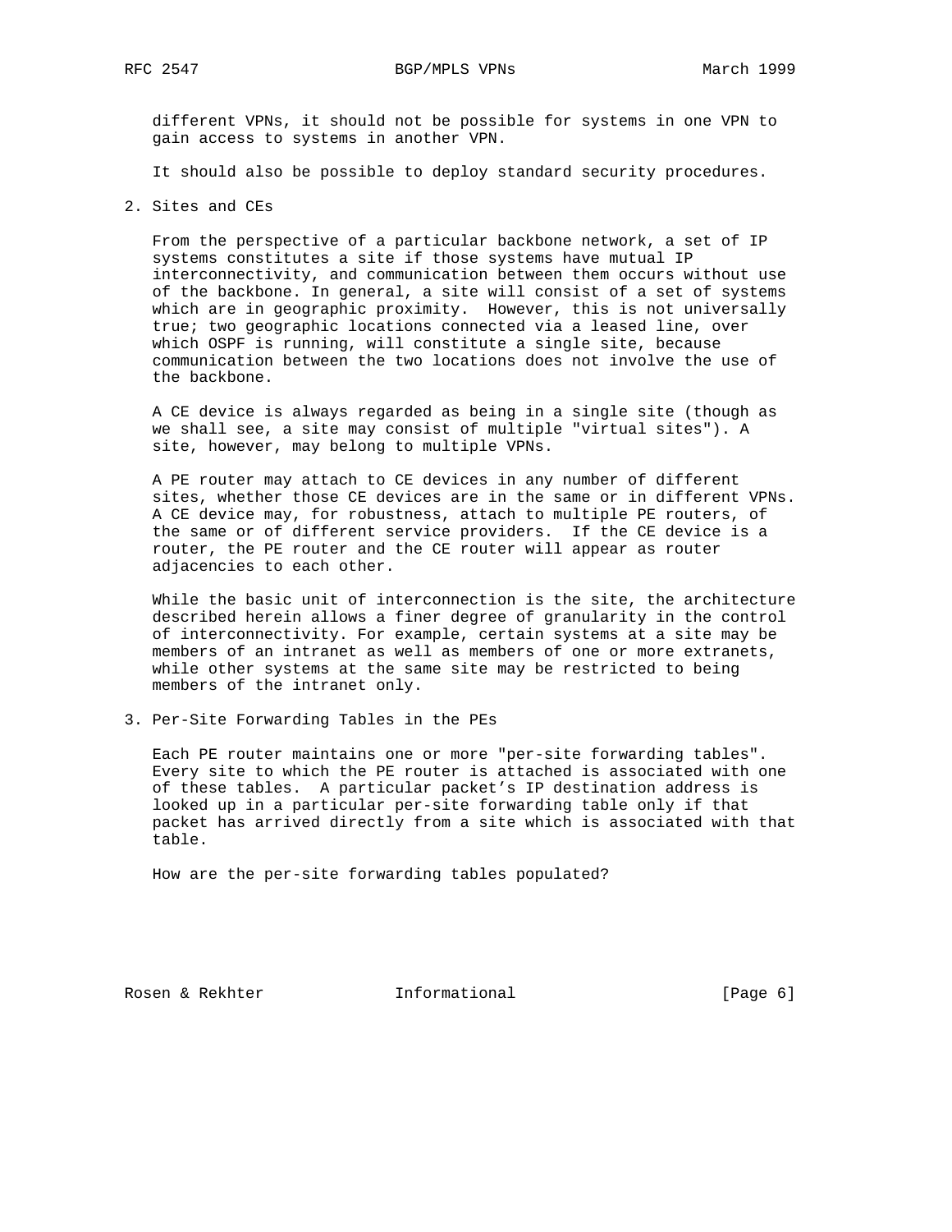different VPNs, it should not be possible for systems in one VPN to gain access to systems in another VPN.

It should also be possible to deploy standard security procedures.

## 2. Sites and CEs

From the perspective of a particular backbone network, a set of IP systems constitutes a site if those systems have mutual IP interconnectivity, and communication between them occurs without use of the backbone. In general, a site will consist of a set of systems which are in geographic proximity. However, this is not universally true; two geographic locations connected via a leased line, over which OSPF is running, will constitute a single site, because communication between the two locations does not involve the use of the backbone.

A CE device is always regarded as being in a single site (though as we shall see, a site may consist of multiple "virtual sites"). A site, however, may belong to multiple VPNs.

A PE router may attach to CE devices in any number of different sites, whether those CE devices are in the same or in different VPNs. A CE device may, for robustness, attach to multiple PE routers, of the same or of different service providers. If the CE device is a router, the PE router and the CE router will appear as router adjacencies to each other.

While the basic unit of interconnection is the site, the architecture described herein allows a finer degree of granularity in the control of interconnectivity. For example, certain systems at a site may be members of an intranet as well as members of one or more extranets, while other systems at the same site may be restricted to being members of the intranet only.

## 3. Per-Site Forwarding Tables in the PEs

Each PE router maintains one or more "per-site forwarding tables". Every site to which the PE router is attached is associated with one of these tables. A particular packet's IP destination address is looked up in a particular per-site forwarding table only if that packet has arrived directly from a site which is associated with that table.

How are the per-site forwarding tables populated?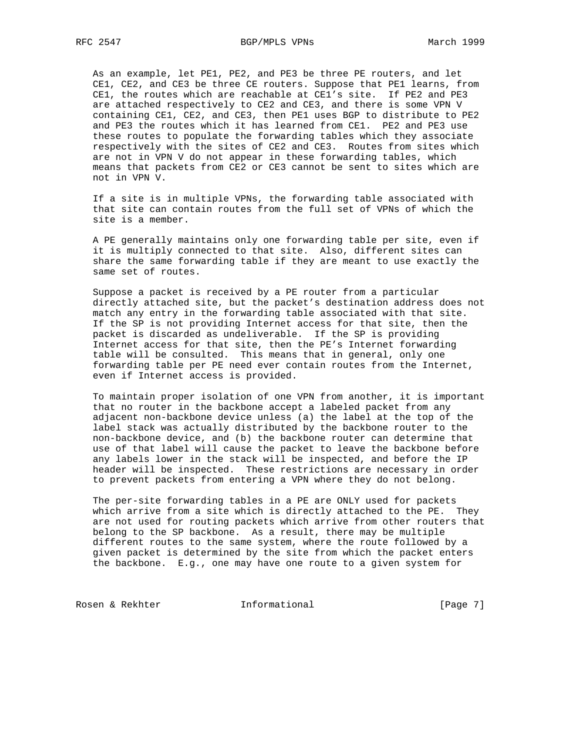As an example, let PE1, PE2, and PE3 be three PE routers, and let CE1, CE2, and CE3 be three CE routers. Suppose that PE1 learns, from CE1, the routes which are reachable at CE1's site. If PE2 and PE3 are attached respectively to CE2 and CE3, and there is some VPN V containing CE1, CE2, and CE3, then PE1 uses BGP to distribute to PE2 and PE3 the routes which it has learned from CE1. PE2 and PE3 use these routes to populate the forwarding tables which they associate respectively with the sites of CE2 and CE3. Routes from sites which are not in VPN V do not appear in these forwarding tables, which means that packets from CE2 or CE3 cannot be sent to sites which are not in VPN V.

If a site is in multiple VPNs, the forwarding table associated with that site can contain routes from the full set of VPNs of which the site is a member.

A PE generally maintains only one forwarding table per site, even if it is multiply connected to that site. Also, different sites can share the same forwarding table if they are meant to use exactly the same set of routes.

Suppose a packet is received by a PE router from a particular directly attached site, but the packet's destination address does not match any entry in the forwarding table associated with that site. If the SP is not providing Internet access for that site, then the packet is discarded as undeliverable. If the SP is providing Internet access for that site, then the PE's Internet forwarding table will be consulted. This means that in general, only one forwarding table per PE need ever contain routes from the Internet, even if Internet access is provided.

To maintain proper isolation of one VPN from another, it is important that no router in the backbone accept a labeled packet from any adjacent non-backbone device unless (a) the label at the top of the label stack was actually distributed by the backbone router to the non-backbone device, and (b) the backbone router can determine that use of that label will cause the packet to leave the backbone before any labels lower in the stack will be inspected, and before the IP header will be inspected. These restrictions are necessary in order to prevent packets from entering a VPN where they do not belong.

The per-site forwarding tables in a PE are ONLY used for packets which arrive from a site which is directly attached to the PE. They are not used for routing packets which arrive from other routers that belong to the SP backbone. As a result, there may be multiple different routes to the same system, where the route followed by a given packet is determined by the site from which the packet enters the backbone. E.g., one may have one route to a given system for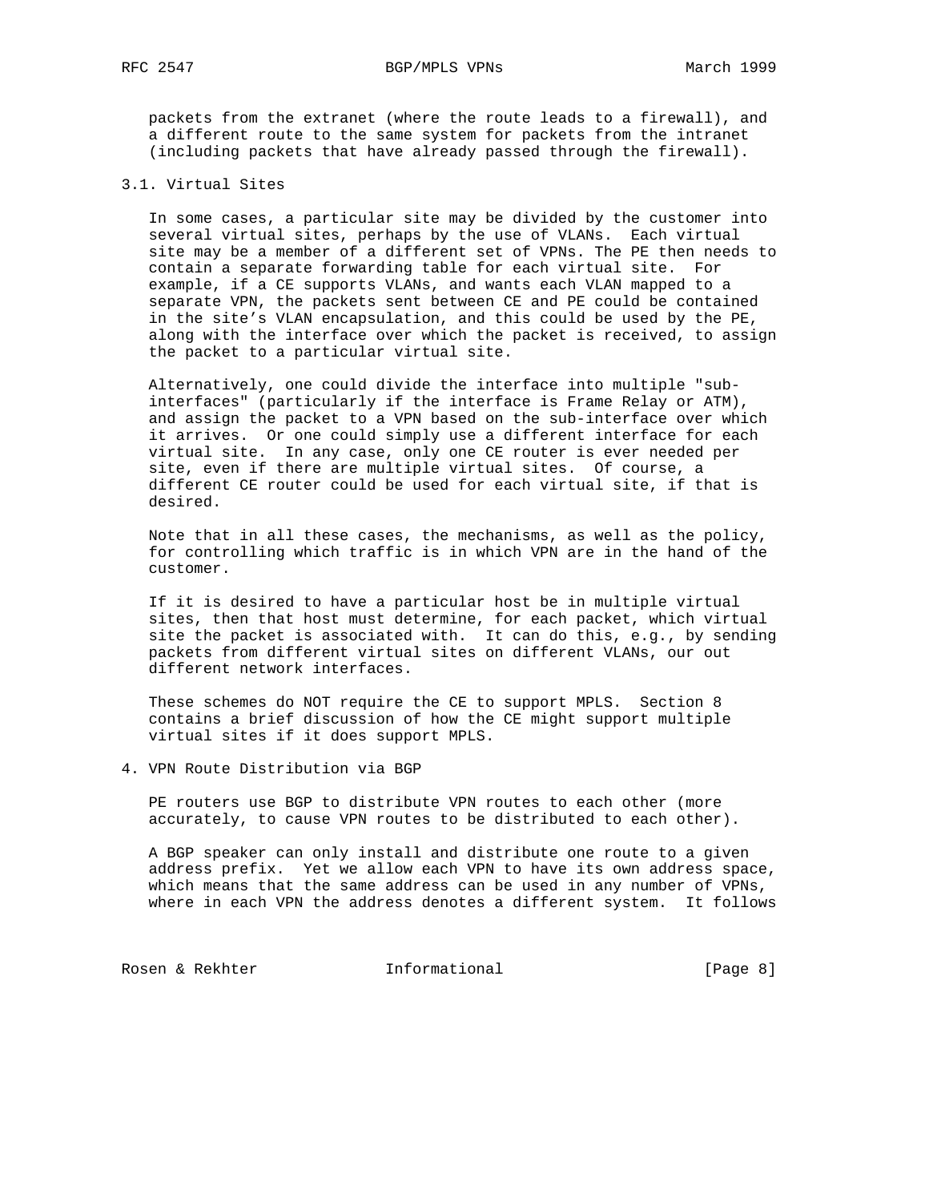packets from the extranet (where the route leads to a firewall), and a different route to the same system for packets from the intranet (including packets that have already passed through the firewall).

## 3.1. Virtual Sites

In some cases, a particular site may be divided by the customer into several virtual sites, perhaps by the use of VLANs. Each virtual site may be a member of a different set of VPNs. The PE then needs to contain a separate forwarding table for each virtual site. For example, if a CE supports VLANs, and wants each VLAN mapped to a separate VPN, the packets sent between CE and PE could be contained in the site's VLAN encapsulation, and this could be used by the PE, along with the interface over which the packet is received, to assign the packet to a particular virtual site.

Alternatively, one could divide the interface into multiple "sub-interfaces" (particularly if the interface is Frame Relay or ATM), and assign the packet to a VPN based on the sub-interface over which it arrives. Or one could simply use a different interface for each virtual site. In any case, only one CE router is ever needed per site, even if there are multiple virtual sites. Of course, a different CE router could be used for each virtual site, if that is desired.

Note that in all these cases, the mechanisms, as well as the policy, for controlling which traffic is in which VPN are in the hand of the customer.

If it is desired to have a particular host be in multiple virtual sites, then that host must determine, for each packet, which virtual site the packet is associated with. It can do this, e.g., by sending packets from different virtual sites on different VLANs, our out different network interfaces.

These schemes do NOT require the CE to support MPLS. Section 8 contains a brief discussion of how the CE might support multiple virtual sites if it does support MPLS.

# 4. VPN Route Distribution via BGP

PE routers use BGP to distribute VPN routes to each other (more accurately, to cause VPN routes to be distributed to each other).

A BGP speaker can only install and distribute one route to a given address prefix. Yet we allow each VPN to have its own address space, which means that the same address can be used in any number of VPNs, where in each VPN the address denotes a different system. It follows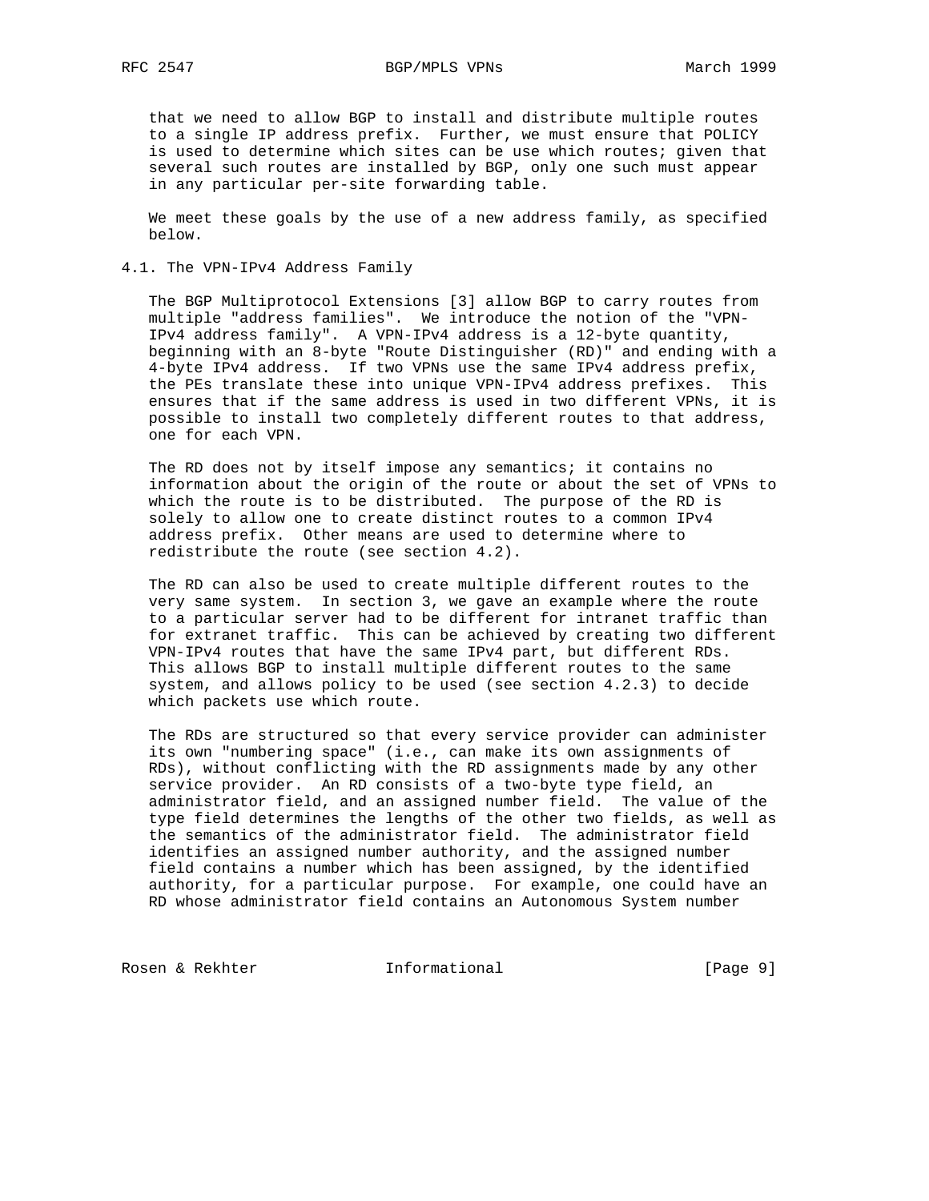that we need to allow BGP to install and distribute multiple routes to a single IP address prefix. Further, we must ensure that POLICY is used to determine which sites can be use which routes; given that several such routes are installed by BGP, only one such must appear in any particular per-site forwarding table.

We meet these goals by the use of a new address family, as specified below.

### 4.1. The VPN-IPv4 Address Family

The BGP Multiprotocol Extensions [3] allow BGP to carry routes from multiple "address families". We introduce the notion of the "VPN-IPv4 address family". A VPN-IPv4 address is a 12-byte quantity, beginning with an 8-byte "Route Distinguisher (RD)" and ending with a 4-byte IPv4 address. If two VPNs use the same IPv4 address prefix, the PEs translate these into unique VPN-IPv4 address prefixes. This ensures that if the same address is used in two different VPNs, it is possible to install two completely different routes to that address, one for each VPN.

The RD does not by itself impose any semantics; it contains no information about the origin of the route or about the set of VPNs to which the route is to be distributed. The purpose of the RD is solely to allow one to create distinct routes to a common IPv4 address prefix. Other means are used to determine where to redistribute the route (see section 4.2).

The RD can also be used to create multiple different routes to the very same system. In section 3, we gave an example where the route to a particular server had to be different for intranet traffic than for extranet traffic. This can be achieved by creating two different VPN-IPv4 routes that have the same IPv4 part, but different RDs. This allows BGP to install multiple different routes to the same system, and allows policy to be used (see section 4.2.3) to decide which packets use which route.

The RDs are structured so that every service provider can administer its own "numbering space" (i.e., can make its own assignments of RDs), without conflicting with the RD assignments made by any other service provider. An RD consists of a two-byte type field, an administrator field, and an assigned number field. The value of the type field determines the lengths of the other two fields, as well as the semantics of the administrator field. The administrator field identifies an assigned number authority, and the assigned number field contains a number which has been assigned, by the identified authority, for a particular purpose. For example, one could have an RD whose administrator field contains an Autonomous System number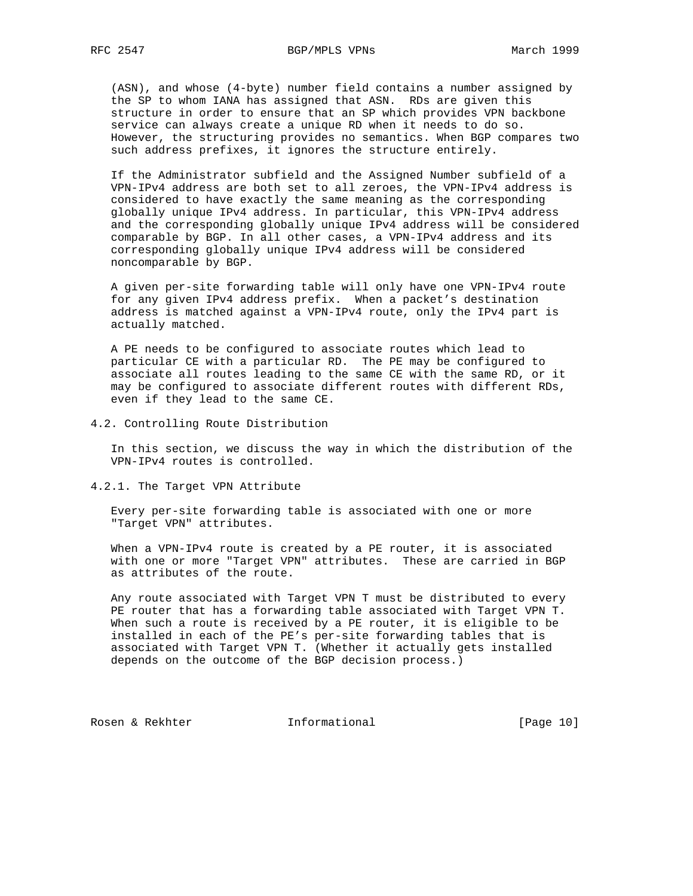(ASN), and whose (4-byte) number field contains a number assigned by the SP to whom IANA has assigned that ASN. RDs are given this structure in order to ensure that an SP which provides VPN backbone service can always create a unique RD when it needs to do so. However, the structuring provides no semantics. When BGP compares two such address prefixes, it ignores the structure entirely.

If the Administrator subfield and the Assigned Number subfield of a VPN-IPv4 address are both set to all zeroes, the VPN-IPv4 address is considered to have exactly the same meaning as the corresponding globally unique IPv4 address. In particular, this VPN-IPv4 address and the corresponding globally unique IPv4 address will be considered comparable by BGP. In all other cases, a VPN-IPv4 address and its corresponding globally unique IPv4 address will be considered noncomparable by BGP.

A given per-site forwarding table will only have one VPN-IPv4 route for any given IPv4 address prefix. When a packet's destination address is matched against a VPN-IPv4 route, only the IPv4 part is actually matched.

A PE needs to be configured to associate routes which lead to particular CE with a particular RD. The PE may be configured to associate all routes leading to the same CE with the same RD, or it may be configured to associate different routes with different RDs, even if they lead to the same CE.

## 4.2. Controlling Route Distribution

In this section, we discuss the way in which the distribution of the VPN-IPv4 routes is controlled.

### 4.2.1. The Target VPN Attribute

Every per-site forwarding table is associated with one or more "Target VPN" attributes.

When a VPN-IPv4 route is created by a PE router, it is associated with one or more "Target VPN" attributes. These are carried in BGP as attributes of the route.

Any route associated with Target VPN T must be distributed to every PE router that has a forwarding table associated with Target VPN T. When such a route is received by a PE router, it is eligible to be installed in each of the PE's per-site forwarding tables that is associated with Target VPN T. (Whether it actually gets installed depends on the outcome of the BGP decision process.)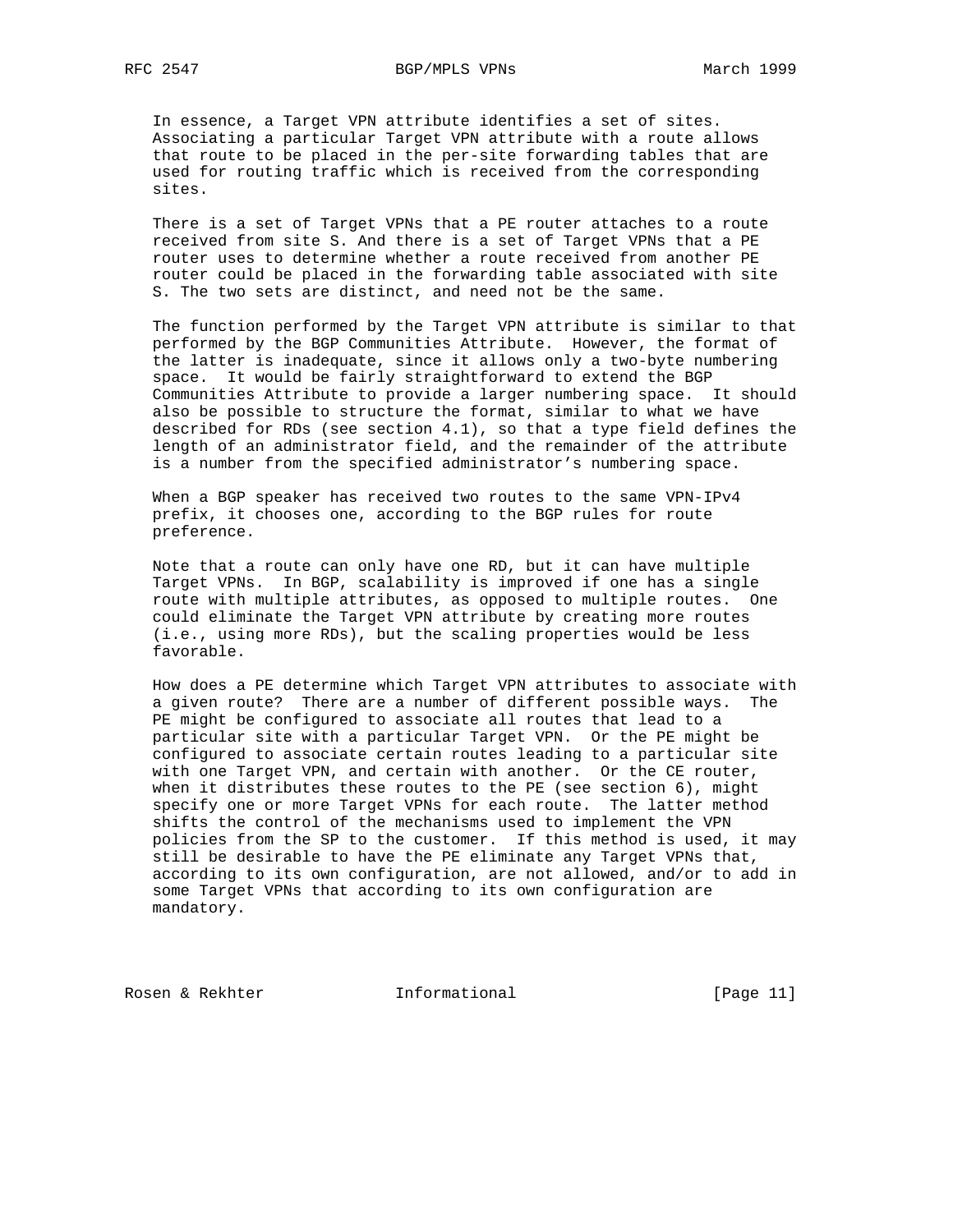In essence, a Target VPN attribute identifies a set of sites. Associating a particular Target VPN attribute with a route allows that route to be placed in the per-site forwarding tables that are used for routing traffic which is received from the corresponding sites.

There is a set of Target VPNs that a PE router attaches to a route received from site S. And there is a set of Target VPNs that a PE router uses to determine whether a route received from another PE router could be placed in the forwarding table associated with site S. The two sets are distinct, and need not be the same.

The function performed by the Target VPN attribute is similar to that performed by the BGP Communities Attribute. However, the format of the latter is inadequate, since it allows only a two-byte numbering space. It would be fairly straightforward to extend the BGP Communities Attribute to provide a larger numbering space. It should also be possible to structure the format, similar to what we have described for RDs (see section 4.1), so that a type field defines the length of an administrator field, and the remainder of the attribute is a number from the specified administrator's numbering space.

When a BGP speaker has received two routes to the same VPN-IPv4 prefix, it chooses one, according to the BGP rules for route preference.

Note that a route can only have one RD, but it can have multiple Target VPNs. In BGP, scalability is improved if one has a single route with multiple attributes, as opposed to multiple routes. One could eliminate the Target VPN attribute by creating more routes (i.e., using more RDs), but the scaling properties would be less favorable.

How does a PE determine which Target VPN attributes to associate with a given route? There are a number of different possible ways. The PE might be configured to associate all routes that lead to a particular site with a particular Target VPN. Or the PE might be configured to associate certain routes leading to a particular site with one Target VPN, and certain with another. Or the CE router, when it distributes these routes to the PE (see section 6), might specify one or more Target VPNs for each route. The latter method shifts the control of the mechanisms used to implement the VPN policies from the SP to the customer. If this method is used, it may still be desirable to have the PE eliminate any Target VPNs that, according to its own configuration, are not allowed, and/or to add in some Target VPNs that according to its own configuration are mandatory.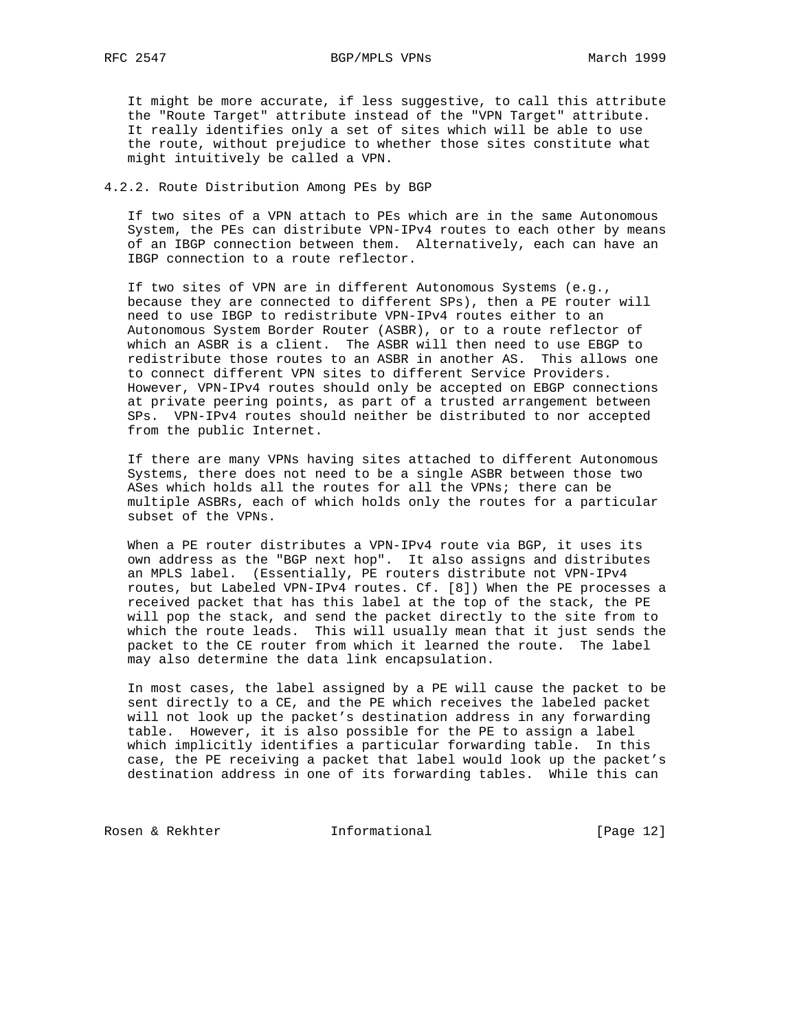It might be more accurate, if less suggestive, to call this attribute the "Route Target" attribute instead of the "VPN Target" attribute. It really identifies only a set of sites which will be able to use the route, without prejudice to whether those sites constitute what might intuitively be called a VPN.

### 4.2.2. Route Distribution Among PEs by BGP

If two sites of a VPN attach to PEs which are in the same Autonomous System, the PEs can distribute VPN-IPv4 routes to each other by means of an IBGP connection between them. Alternatively, each can have an IBGP connection to a route reflector.

If two sites of VPN are in different Autonomous Systems (e.g., because they are connected to different SPs), then a PE router will need to use IBGP to redistribute VPN-IPv4 routes either to an Autonomous System Border Router (ASBR), or to a route reflector of which an ASBR is a client. The ASBR will then need to use EBGP to redistribute those routes to an ASBR in another AS. This allows one to connect different VPN sites to different Service Providers. However, VPN-IPv4 routes should only be accepted on EBGP connections at private peering points, as part of a trusted arrangement between SPs. VPN-IPv4 routes should neither be distributed to nor accepted from the public Internet.

If there are many VPNs having sites attached to different Autonomous Systems, there does not need to be a single ASBR between those two ASes which holds all the routes for all the VPNs; there can be multiple ASBRs, each of which holds only the routes for a particular subset of the VPNs.

When a PE router distributes a VPN-IPv4 route via BGP, it uses its own address as the "BGP next hop". It also assigns and distributes an MPLS label. (Essentially, PE routers distribute not VPN-IPv4 routes, but Labeled VPN-IPv4 routes. Cf. [8]) When the PE processes a received packet that has this label at the top of the stack, the PE will pop the stack, and send the packet directly to the site from to which the route leads. This will usually mean that it just sends the packet to the CE router from which it learned the route. The label may also determine the data link encapsulation.

In most cases, the label assigned by a PE will cause the packet to be sent directly to a CE, and the PE which receives the labeled packet will not look up the packet's destination address in any forwarding table. However, it is also possible for the PE to assign a label which implicitly identifies a particular forwarding table. In this case, the PE receiving a packet that label would look up the packet's destination address in one of its forwarding tables. While this can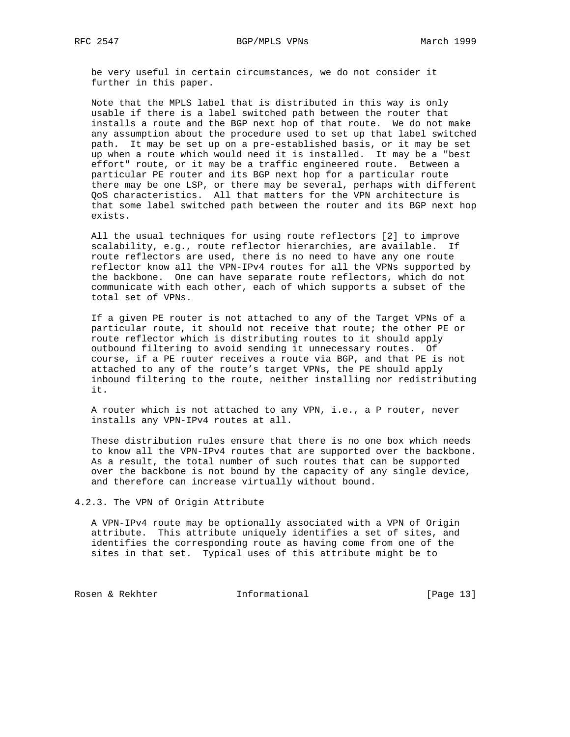be very useful in certain circumstances, we do not consider it further in this paper.

Note that the MPLS label that is distributed in this way is only usable if there is a label switched path between the router that installs a route and the BGP next hop of that route. We do not make any assumption about the procedure used to set up that label switched path. It may be set up on a pre-established basis, or it may be set up when a route which would need it is installed. It may be a "best effort" route, or it may be a traffic engineered route. Between a particular PE router and its BGP next hop for a particular route there may be one LSP, or there may be several, perhaps with different QoS characteristics. All that matters for the VPN architecture is that some label switched path between the router and its BGP next hop exists.

All the usual techniques for using route reflectors [2] to improve scalability, e.g., route reflector hierarchies, are available. If route reflectors are used, there is no need to have any one route reflector know all the VPN-IPv4 routes for all the VPNs supported by the backbone. One can have separate route reflectors, which do not communicate with each other, each of which supports a subset of the total set of VPNs.

If a given PE router is not attached to any of the Target VPNs of a particular route, it should not receive that route; the other PE or route reflector which is distributing routes to it should apply outbound filtering to avoid sending it unnecessary routes. Of course, if a PE router receives a route via BGP, and that PE is not attached to any of the route's target VPNs, the PE should apply inbound filtering to the route, neither installing nor redistributing it.

A router which is not attached to any VPN, i.e., a P router, never installs any VPN-IPv4 routes at all.

These distribution rules ensure that there is no one box which needs to know all the VPN-IPv4 routes that are supported over the backbone. As a result, the total number of such routes that can be supported over the backbone is not bound by the capacity of any single device, and therefore can increase virtually without bound.

### 4.2.3. The VPN of Origin Attribute

A VPN-IPv4 route may be optionally associated with a VPN of Origin attribute. This attribute uniquely identifies a set of sites, and identifies the corresponding route as having come from one of the sites in that set. Typical uses of this attribute might be to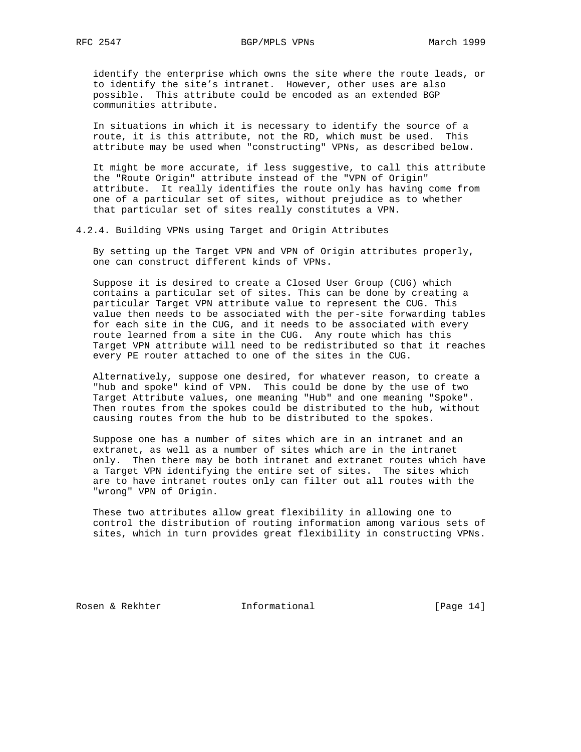identify the enterprise which owns the site where the route leads, or to identify the site's intranet. However, other uses are also possible. This attribute could be encoded as an extended BGP communities attribute.

In situations in which it is necessary to identify the source of a route, it is this attribute, not the RD, which must be used. This attribute may be used when "constructing" VPNs, as described below.

It might be more accurate, if less suggestive, to call this attribute the "Route Origin" attribute instead of the "VPN of Origin" attribute. It really identifies the route only has having come from one of a particular set of sites, without prejudice as to whether that particular set of sites really constitutes a VPN.

### 4.2.4. Building VPNs using Target and Origin Attributes

By setting up the Target VPN and VPN of Origin attributes properly, one can construct different kinds of VPNs.

Suppose it is desired to create a Closed User Group (CUG) which contains a particular set of sites. This can be done by creating a particular Target VPN attribute value to represent the CUG. This value then needs to be associated with the per-site forwarding tables for each site in the CUG, and it needs to be associated with every route learned from a site in the CUG. Any route which has this Target VPN attribute will need to be redistributed so that it reaches every PE router attached to one of the sites in the CUG.

Alternatively, suppose one desired, for whatever reason, to create a "hub and spoke" kind of VPN. This could be done by the use of two Target Attribute values, one meaning "Hub" and one meaning "Spoke". Then routes from the spokes could be distributed to the hub, without causing routes from the hub to be distributed to the spokes.

Suppose one has a number of sites which are in an intranet and an extranet, as well as a number of sites which are in the intranet only. Then there may be both intranet and extranet routes which have a Target VPN identifying the entire set of sites. The sites which are to have intranet routes only can filter out all routes with the "wrong" VPN of Origin.

These two attributes allow great flexibility in allowing one to control the distribution of routing information among various sets of sites, which in turn provides great flexibility in constructing VPNs.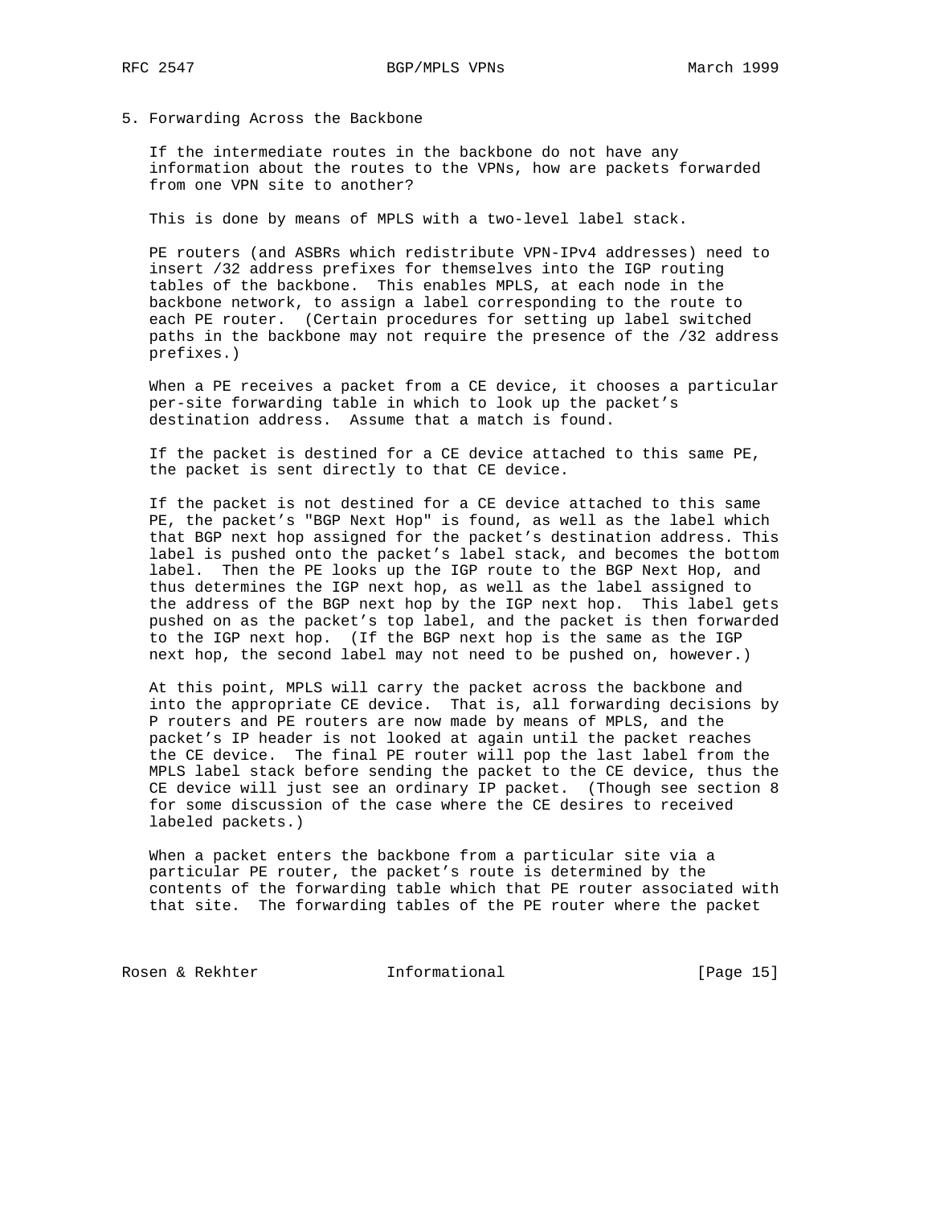## 5. Forwarding Across the Backbone

If the intermediate routes in the backbone do not have any information about the routes to the VPNs, how are packets forwarded from one VPN site to another?

This is done by means of MPLS with a two-level label stack.

PE routers (and ASBRs which redistribute VPN-IPv4 addresses) need to insert /32 address prefixes for themselves into the IGP routing tables of the backbone. This enables MPLS, at each node in the backbone network, to assign a label corresponding to the route to each PE router. (Certain procedures for setting up label switched paths in the backbone may not require the presence of the /32 address prefixes.)

When a PE receives a packet from a CE device, it chooses a particular per-site forwarding table in which to look up the packet's destination address. Assume that a match is found.

If the packet is destined for a CE device attached to this same PE, the packet is sent directly to that CE device.

If the packet is not destined for a CE device attached to this same PE, the packet's "BGP Next Hop" is found, as well as the label which that BGP next hop assigned for the packet's destination address. This label is pushed onto the packet's label stack, and becomes the bottom label. Then the PE looks up the IGP route to the BGP Next Hop, and thus determines the IGP next hop, as well as the label assigned to the address of the BGP next hop by the IGP next hop. This label gets pushed on as the packet's top label, and the packet is then forwarded to the IGP next hop. (If the BGP next hop is the same as the IGP next hop, the second label may not need to be pushed on, however.)

At this point, MPLS will carry the packet across the backbone and into the appropriate CE device. That is, all forwarding decisions by P routers and PE routers are now made by means of MPLS, and the packet's IP header is not looked at again until the packet reaches the CE device. The final PE router will pop the last label from the MPLS label stack before sending the packet to the CE device, thus the CE device will just see an ordinary IP packet. (Though see section 8 for some discussion of the case where the CE desires to received labeled packets.)

When a packet enters the backbone from a particular site via a particular PE router, the packet's route is determined by the contents of the forwarding table which that PE router associated with that site. The forwarding tables of the PE router where the packet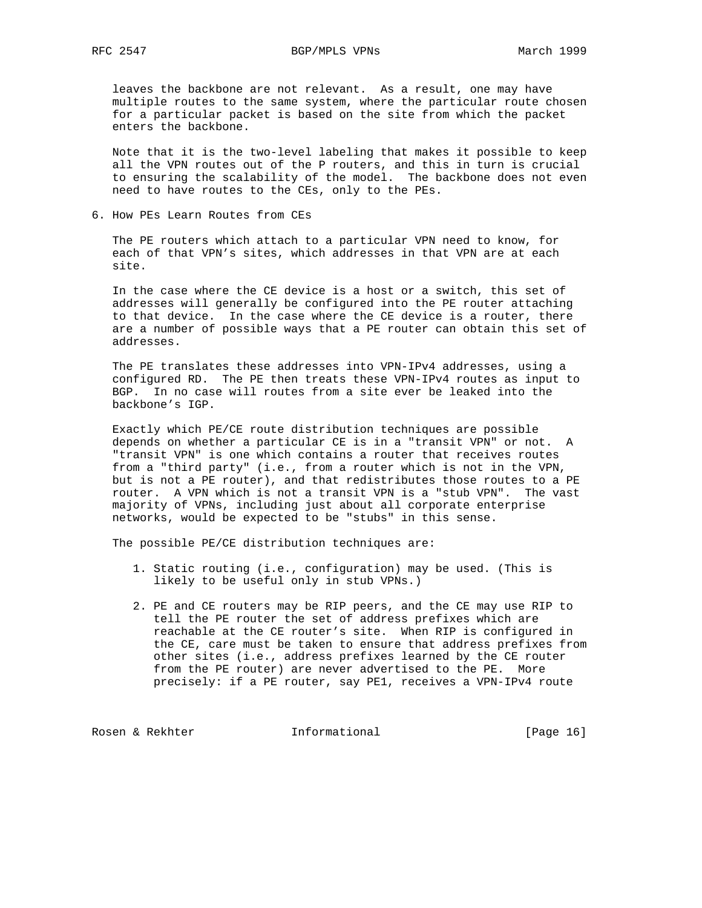leaves the backbone are not relevant. As a result, one may have multiple routes to the same system, where the particular route chosen for a particular packet is based on the site from which the packet enters the backbone.

Note that it is the two-level labeling that makes it possible to keep all the VPN routes out of the P routers, and this in turn is crucial to ensuring the scalability of the model. The backbone does not even need to have routes to the CEs, only to the PEs.

## 6. How PEs Learn Routes from CEs

The PE routers which attach to a particular VPN need to know, for each of that VPN's sites, which addresses in that VPN are at each site.

In the case where the CE device is a host or a switch, this set of addresses will generally be configured into the PE router attaching to that device. In the case where the CE device is a router, there are a number of possible ways that a PE router can obtain this set of addresses.

The PE translates these addresses into VPN-IPv4 addresses, using a configured RD. The PE then treats these VPN-IPv4 routes as input to BGP. In no case will routes from a site ever be leaked into the backbone's IGP.

Exactly which PE/CE route distribution techniques are possible depends on whether a particular CE is in a "transit VPN" or not. A "transit VPN" is one which contains a router that receives routes from a "third party" (i.e., from a router which is not in the VPN, but is not a PE router), and that redistributes those routes to a PE router. A VPN which is not a transit VPN is a "stub VPN". The vast majority of VPNs, including just about all corporate enterprise networks, would be expected to be "stubs" in this sense.

The possible PE/CE distribution techniques are:

1. Static routing (i.e., configuration) may be used. (This is likely to be useful only in stub VPNs.)

2. PE and CE routers may be RIP peers, and the CE may use RIP to tell the PE router the set of address prefixes which are reachable at the CE router's site. When RIP is configured in the CE, care must be taken to ensure that address prefixes from other sites (i.e., address prefixes learned by the CE router from the PE router) are never advertised to the PE. More precisely: if a PE router, say PE1, receives a VPN-IPv4 route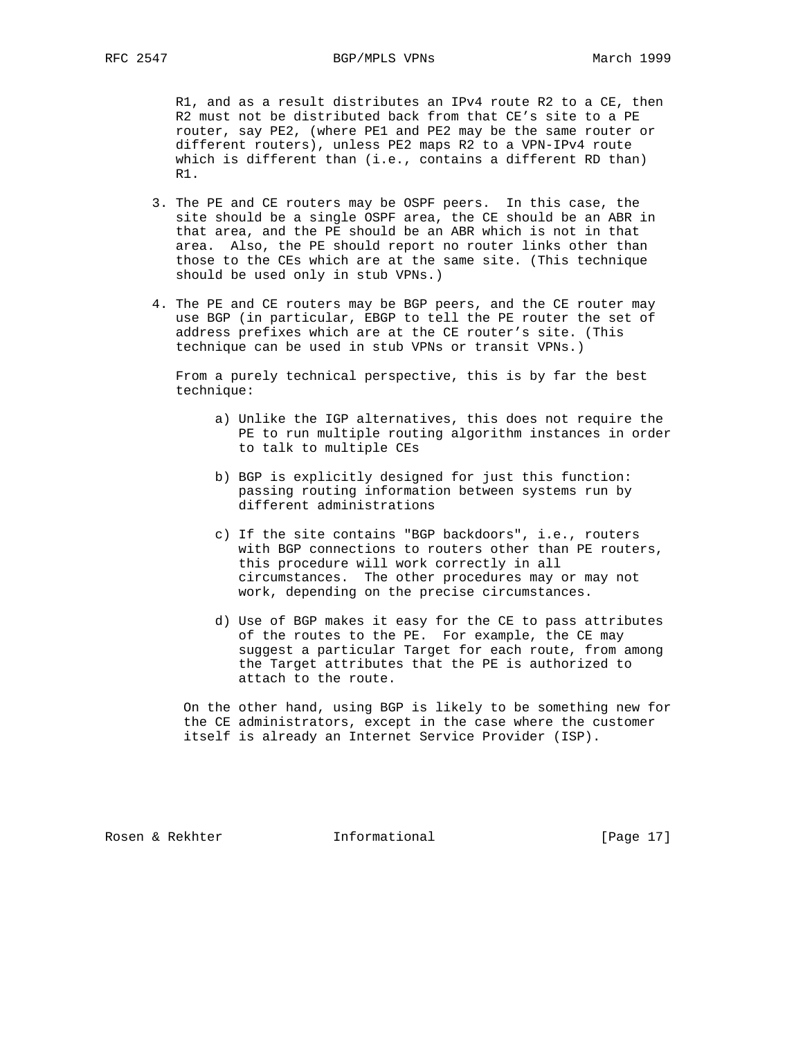R1, and as a result distributes an IPv4 route R2 to a CE, then R2 must not be distributed back from that CE's site to a PE router, say PE2, (where PE1 and PE2 may be the same router or different routers), unless PE2 maps R2 to a VPN-IPv4 route which is different than (i.e., contains a different RD than) R1.

3. The PE and CE routers may be OSPF peers. In this case, the site should be a single OSPF area, the CE should be an ABR in that area, and the PE should be an ABR which is not in that area. Also, the PE should report no router links other than those to the CEs which are at the same site. (This technique should be used only in stub VPNs.)

4. The PE and CE routers may be BGP peers, and the CE router may use BGP (in particular, EBGP to tell the PE router the set of address prefixes which are at the CE router's site. (This technique can be used in stub VPNs or transit VPNs.)

   From a purely technical perspective, this is by far the best technique:

   a) Unlike the IGP alternatives, this does not require the PE to run multiple routing algorithm instances in order to talk to multiple CEs

   b) BGP is explicitly designed for just this function: passing routing information between systems run by different administrations

   c) If the site contains "BGP backdoors", i.e., routers with BGP connections to routers other than PE routers, this procedure will work correctly in all circumstances. The other procedures may or may not work, depending on the precise circumstances.

   d) Use of BGP makes it easy for the CE to pass attributes of the routes to the PE. For example, the CE may suggest a particular Target for each route, from among the Target attributes that the PE is authorized to attach to the route.

   On the other hand, using BGP is likely to be something new for the CE administrators, except in the case where the customer itself is already an Internet Service Provider (ISP).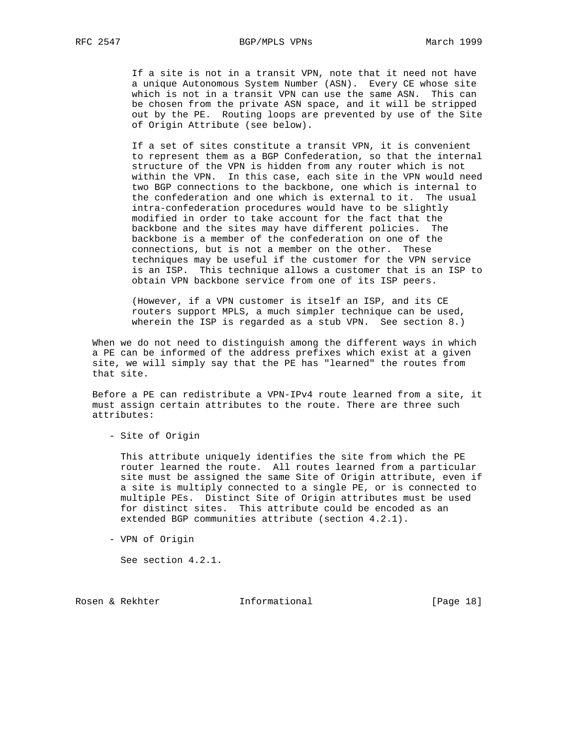If a site is not in a transit VPN, note that it need not have a unique Autonomous System Number (ASN). Every CE whose site which is not in a transit VPN can use the same ASN. This can be chosen from the private ASN space, and it will be stripped out by the PE. Routing loops are prevented by use of the Site of Origin Attribute (see below).

If a set of sites constitute a transit VPN, it is convenient to represent them as a BGP Confederation, so that the internal structure of the VPN is hidden from any router which is not within the VPN. In this case, each site in the VPN would need two BGP connections to the backbone, one which is internal to the confederation and one which is external to it. The usual intra-confederation procedures would have to be slightly modified in order to take account for the fact that the backbone and the sites may have different policies. The backbone is a member of the confederation on one of the connections, but is not a member on the other. These techniques may be useful if the customer for the VPN service is an ISP. This technique allows a customer that is an ISP to obtain VPN backbone service from one of its ISP peers.

(However, if a VPN customer is itself an ISP, and its CE routers support MPLS, a much simpler technique can be used, wherein the ISP is regarded as a stub VPN. See section 8.)

When we do not need to distinguish among the different ways in which a PE can be informed of the address prefixes which exist at a given site, we will simply say that the PE has "learned" the routes from that site.

Before a PE can redistribute a VPN-IPv4 route learned from a site, it must assign certain attributes to the route. There are three such attributes:

- Site of Origin

  This attribute uniquely identifies the site from which the PE router learned the route. All routes learned from a particular site must be assigned the same Site of Origin attribute, even if a site is multiply connected to a single PE, or is connected to multiple PEs. Distinct Site of Origin attributes must be used for distinct sites. This attribute could be encoded as an extended BGP communities attribute (section 4.2.1).

- VPN of Origin

  See section 4.2.1.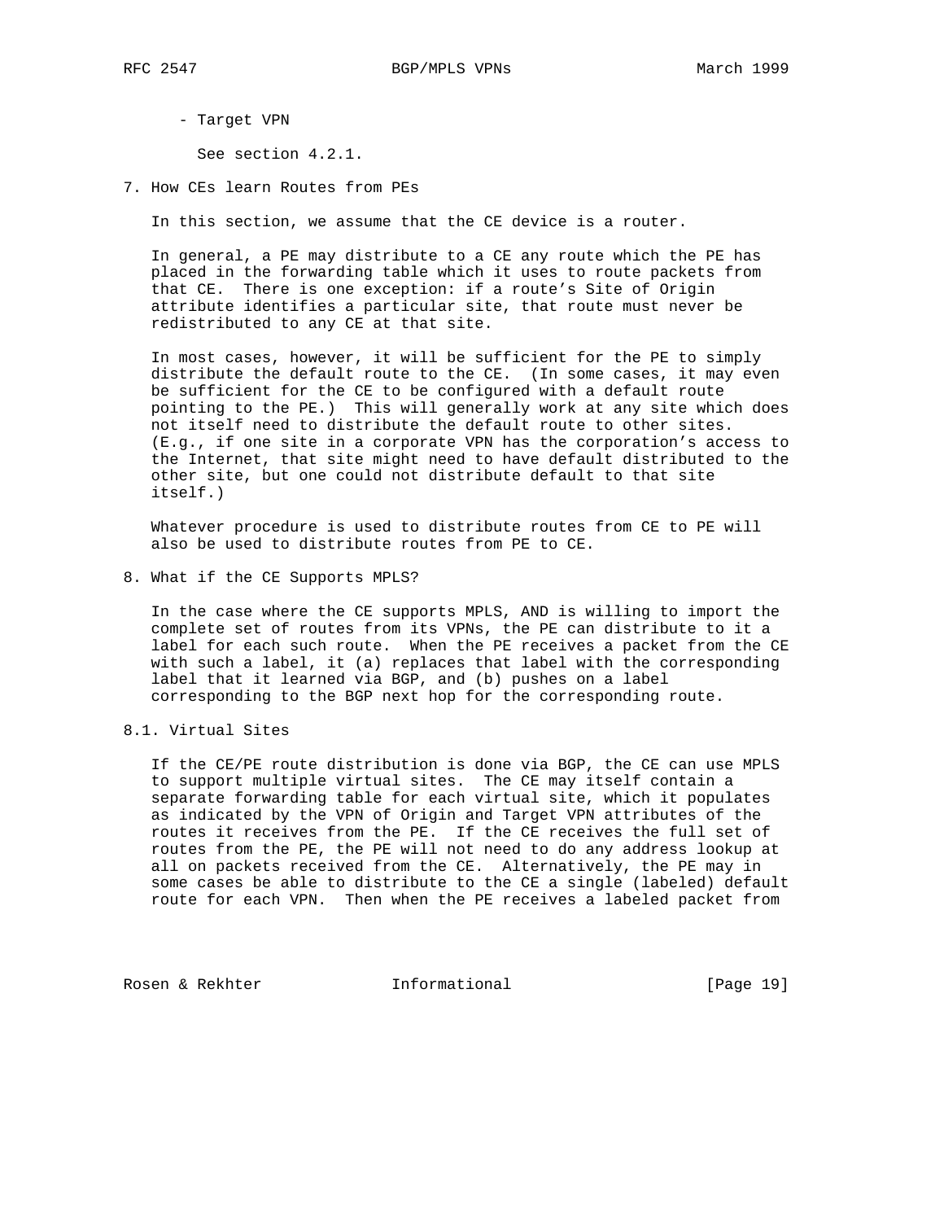- Target VPN

  See section 4.2.1.

## 7. How CEs learn Routes from PEs

In this section, we assume that the CE device is a router.

In general, a PE may distribute to a CE any route which the PE has placed in the forwarding table which it uses to route packets from that CE. There is one exception: if a route's Site of Origin attribute identifies a particular site, that route must never be redistributed to any CE at that site.

In most cases, however, it will be sufficient for the PE to simply distribute the default route to the CE. (In some cases, it may even be sufficient for the CE to be configured with a default route pointing to the PE.) This will generally work at any site which does not itself need to distribute the default route to other sites. (E.g., if one site in a corporate VPN has the corporation's access to the Internet, that site might need to have default distributed to the other site, but one could not distribute default to that site itself.)

Whatever procedure is used to distribute routes from CE to PE will also be used to distribute routes from PE to CE.

## 8. What if the CE Supports MPLS?

In the case where the CE supports MPLS, AND is willing to import the complete set of routes from its VPNs, the PE can distribute to it a label for each such route. When the PE receives a packet from the CE with such a label, it (a) replaces that label with the corresponding label that it learned via BGP, and (b) pushes on a label corresponding to the BGP next hop for the corresponding route.

### 8.1. Virtual Sites

If the CE/PE route distribution is done via BGP, the CE can use MPLS to support multiple virtual sites. The CE may itself contain a separate forwarding table for each virtual site, which it populates as indicated by the VPN of Origin and Target VPN attributes of the routes it receives from the PE. If the CE receives the full set of routes from the PE, the PE will not need to do any address lookup at all on packets received from the CE. Alternatively, the PE may in some cases be able to distribute to the CE a single (labeled) default route for each VPN. Then when the PE receives a labeled packet from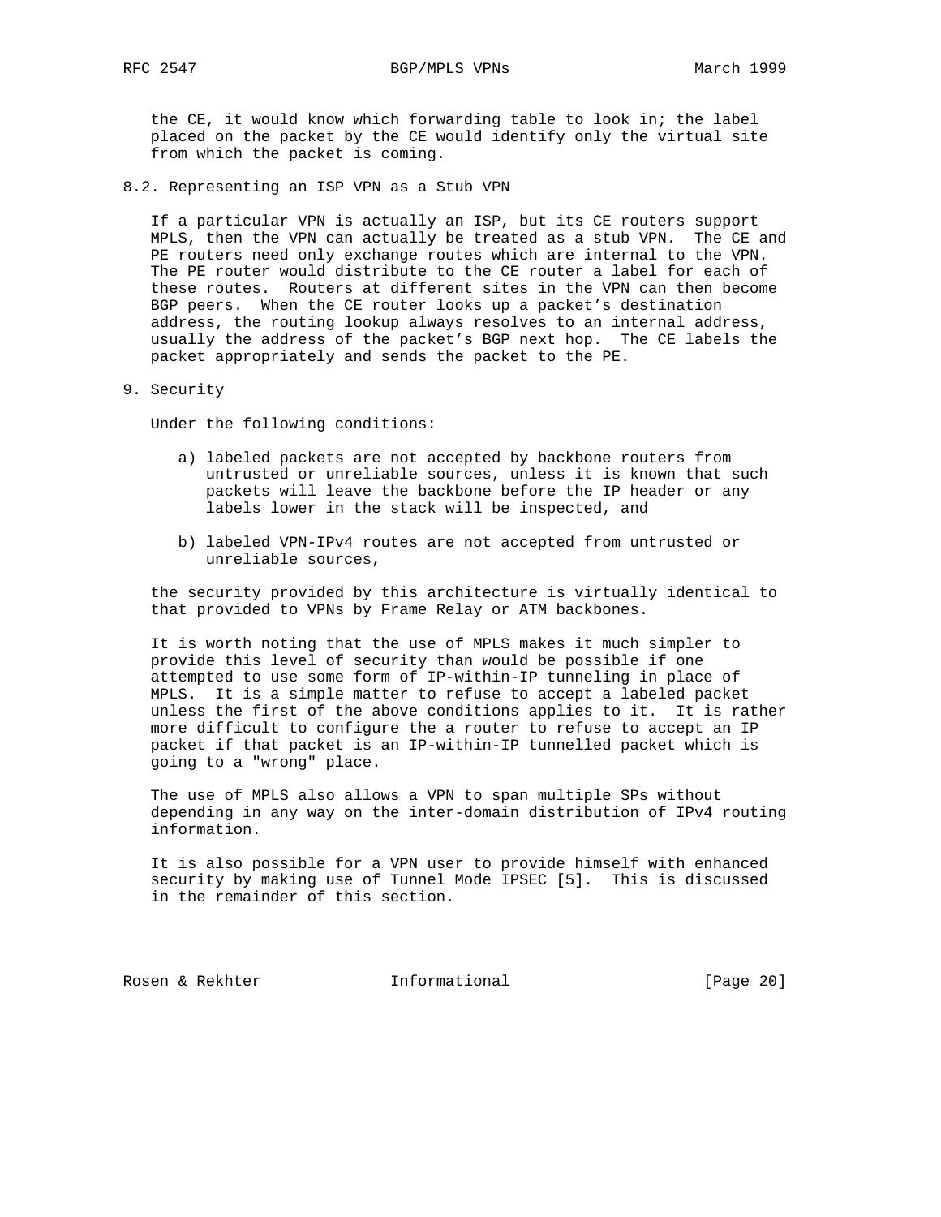the CE, it would know which forwarding table to look in; the label placed on the packet by the CE would identify only the virtual site from which the packet is coming.

### 8.2. Representing an ISP VPN as a Stub VPN

If a particular VPN is actually an ISP, but its CE routers support MPLS, then the VPN can actually be treated as a stub VPN. The CE and PE routers need only exchange routes which are internal to the VPN. The PE router would distribute to the CE router a label for each of these routes. Routers at different sites in the VPN can then become BGP peers. When the CE router looks up a packet's destination address, the routing lookup always resolves to an internal address, usually the address of the packet's BGP next hop. The CE labels the packet appropriately and sends the packet to the PE.

## 9. Security

Under the following conditions:

a) labeled packets are not accepted by backbone routers from untrusted or unreliable sources, unless it is known that such packets will leave the backbone before the IP header or any labels lower in the stack will be inspected, and

b) labeled VPN-IPv4 routes are not accepted from untrusted or unreliable sources,

the security provided by this architecture is virtually identical to that provided to VPNs by Frame Relay or ATM backbones.

It is worth noting that the use of MPLS makes it much simpler to provide this level of security than would be possible if one attempted to use some form of IP-within-IP tunneling in place of MPLS. It is a simple matter to refuse to accept a labeled packet unless the first of the above conditions applies to it. It is rather more difficult to configure the a router to refuse to accept an IP packet if that packet is an IP-within-IP tunnelled packet which is going to a "wrong" place.

The use of MPLS also allows a VPN to span multiple SPs without depending in any way on the inter-domain distribution of IPv4 routing information.

It is also possible for a VPN user to provide himself with enhanced security by making use of Tunnel Mode IPSEC [5]. This is discussed in the remainder of this section.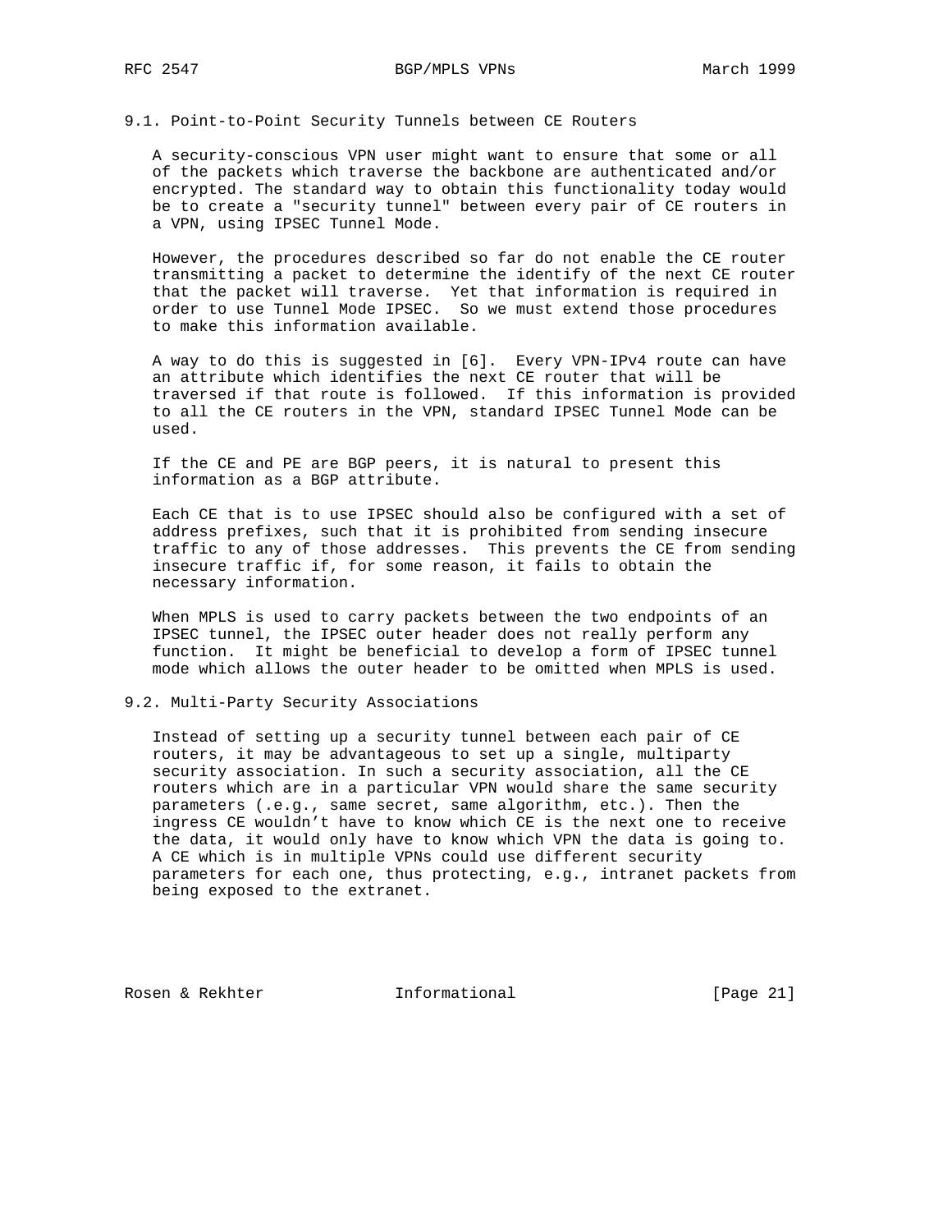## 9.1. Point-to-Point Security Tunnels between CE Routers

A security-conscious VPN user might want to ensure that some or all of the packets which traverse the backbone are authenticated and/or encrypted. The standard way to obtain this functionality today would be to create a "security tunnel" between every pair of CE routers in a VPN, using IPSEC Tunnel Mode.

However, the procedures described so far do not enable the CE router transmitting a packet to determine the identify of the next CE router that the packet will traverse. Yet that information is required in order to use Tunnel Mode IPSEC. So we must extend those procedures to make this information available.

A way to do this is suggested in [6]. Every VPN-IPv4 route can have an attribute which identifies the next CE router that will be traversed if that route is followed. If this information is provided to all the CE routers in the VPN, standard IPSEC Tunnel Mode can be used.

If the CE and PE are BGP peers, it is natural to present this information as a BGP attribute.

Each CE that is to use IPSEC should also be configured with a set of address prefixes, such that it is prohibited from sending insecure traffic to any of those addresses. This prevents the CE from sending insecure traffic if, for some reason, it fails to obtain the necessary information.

When MPLS is used to carry packets between the two endpoints of an IPSEC tunnel, the IPSEC outer header does not really perform any function. It might be beneficial to develop a form of IPSEC tunnel mode which allows the outer header to be omitted when MPLS is used.

## 9.2. Multi-Party Security Associations

Instead of setting up a security tunnel between each pair of CE routers, it may be advantageous to set up a single, multiparty security association. In such a security association, all the CE routers which are in a particular VPN would share the same security parameters (.e.g., same secret, same algorithm, etc.). Then the ingress CE wouldn't have to know which CE is the next one to receive the data, it would only have to know which VPN the data is going to. A CE which is in multiple VPNs could use different security parameters for each one, thus protecting, e.g., intranet packets from being exposed to the extranet.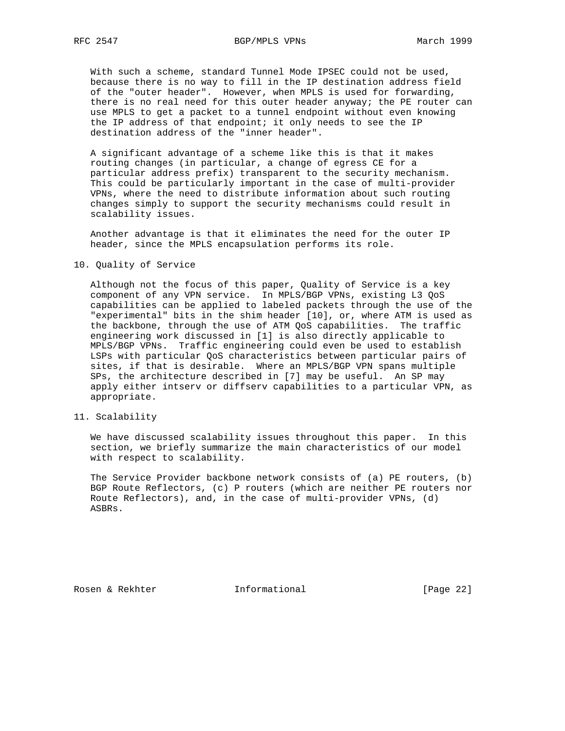With such a scheme, standard Tunnel Mode IPSEC could not be used, because there is no way to fill in the IP destination address field of the "outer header". However, when MPLS is used for forwarding, there is no real need for this outer header anyway; the PE router can use MPLS to get a packet to a tunnel endpoint without even knowing the IP address of that endpoint; it only needs to see the IP destination address of the "inner header".

A significant advantage of a scheme like this is that it makes routing changes (in particular, a change of egress CE for a particular address prefix) transparent to the security mechanism. This could be particularly important in the case of multi-provider VPNs, where the need to distribute information about such routing changes simply to support the security mechanisms could result in scalability issues.

Another advantage is that it eliminates the need for the outer IP header, since the MPLS encapsulation performs its role.

## 10. Quality of Service

Although not the focus of this paper, Quality of Service is a key component of any VPN service. In MPLS/BGP VPNs, existing L3 QoS capabilities can be applied to labeled packets through the use of the "experimental" bits in the shim header [10], or, where ATM is used as the backbone, through the use of ATM QoS capabilities. The traffic engineering work discussed in [1] is also directly applicable to MPLS/BGP VPNs. Traffic engineering could even be used to establish LSPs with particular QoS characteristics between particular pairs of sites, if that is desirable. Where an MPLS/BGP VPN spans multiple SPs, the architecture described in [7] may be useful. An SP may apply either intserv or diffserv capabilities to a particular VPN, as appropriate.

## 11. Scalability

We have discussed scalability issues throughout this paper. In this section, we briefly summarize the main characteristics of our model with respect to scalability.

The Service Provider backbone network consists of (a) PE routers, (b) BGP Route Reflectors, (c) P routers (which are neither PE routers nor Route Reflectors), and, in the case of multi-provider VPNs, (d) ASBRs.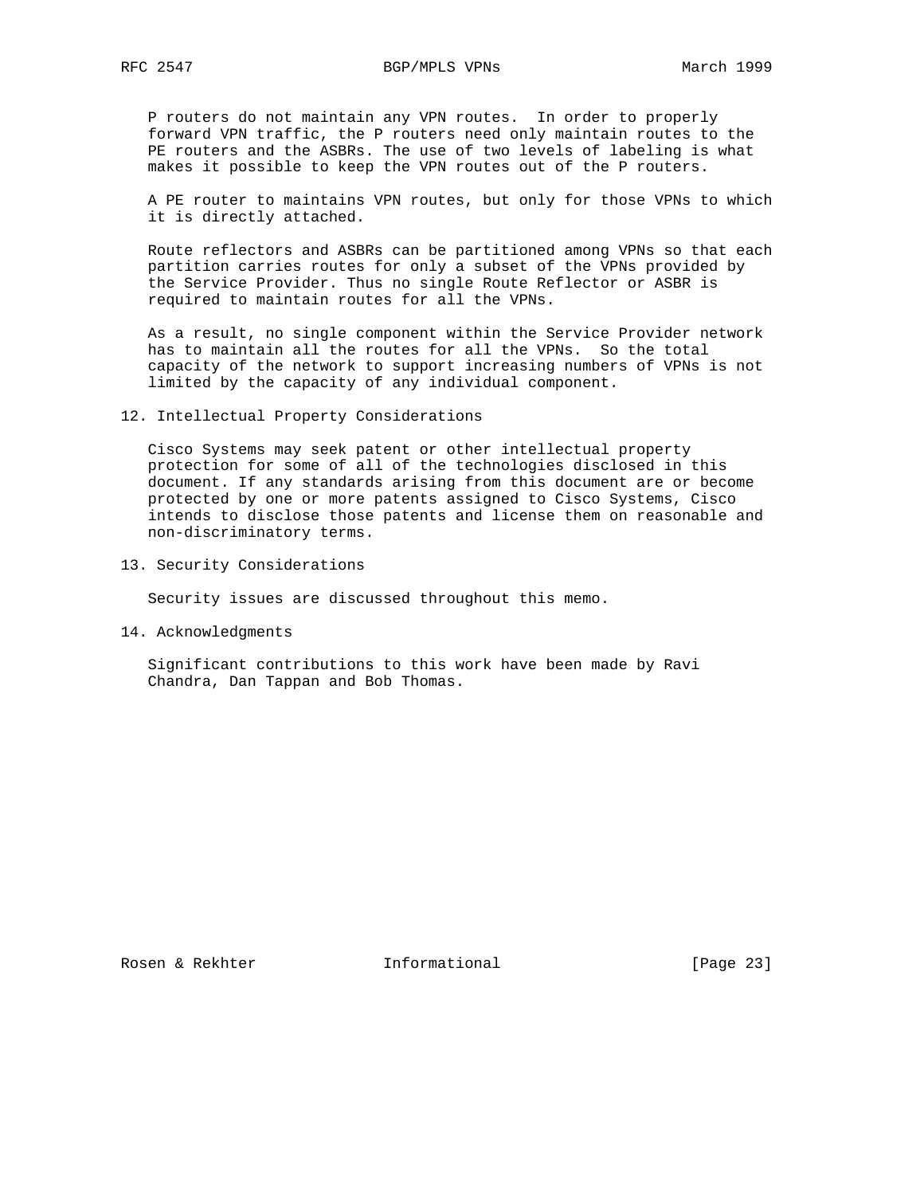P routers do not maintain any VPN routes. In order to properly forward VPN traffic, the P routers need only maintain routes to the PE routers and the ASBRs. The use of two levels of labeling is what makes it possible to keep the VPN routes out of the P routers.

A PE router to maintains VPN routes, but only for those VPNs to which it is directly attached.

Route reflectors and ASBRs can be partitioned among VPNs so that each partition carries routes for only a subset of the VPNs provided by the Service Provider. Thus no single Route Reflector or ASBR is required to maintain routes for all the VPNs.

As a result, no single component within the Service Provider network has to maintain all the routes for all the VPNs. So the total capacity of the network to support increasing numbers of VPNs is not limited by the capacity of any individual component.

## 12. Intellectual Property Considerations

Cisco Systems may seek patent or other intellectual property protection for some of all of the technologies disclosed in this document. If any standards arising from this document are or become protected by one or more patents assigned to Cisco Systems, Cisco intends to disclose those patents and license them on reasonable and non-discriminatory terms.

## 13. Security Considerations

Security issues are discussed throughout this memo.

## 14. Acknowledgments

Significant contributions to this work have been made by Ravi Chandra, Dan Tappan and Bob Thomas.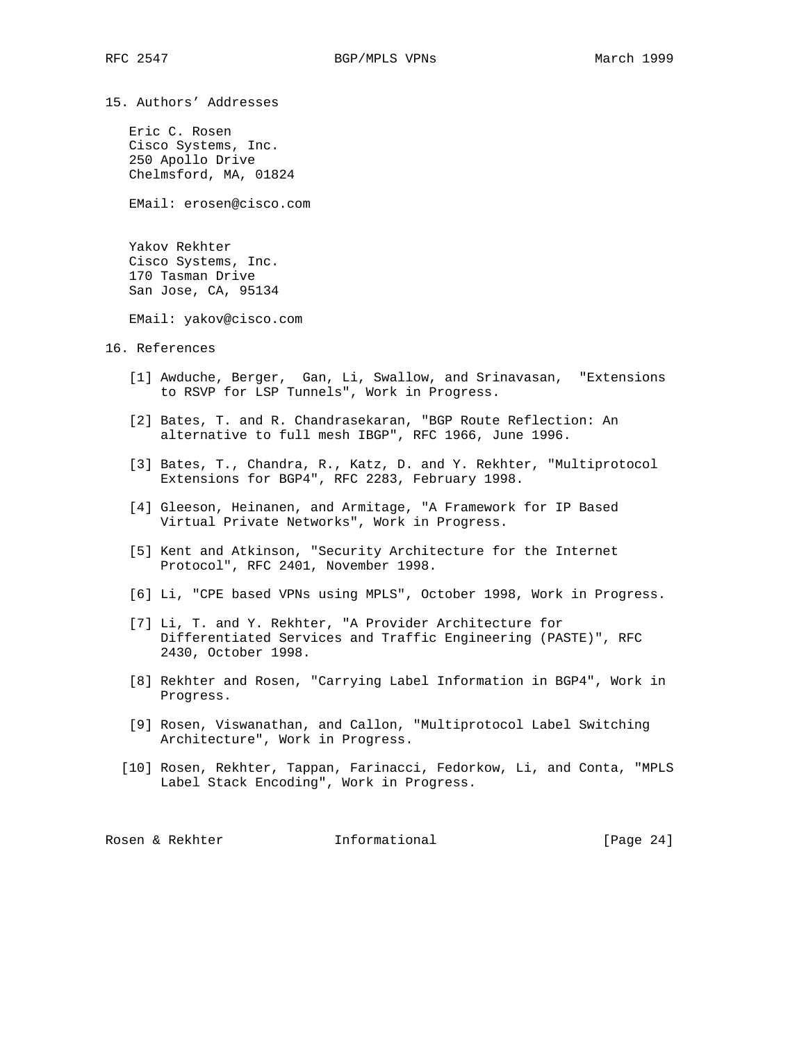## 15. Authors' Addresses

Eric C. Rosen
Cisco Systems, Inc.
250 Apollo Drive
Chelmsford, MA, 01824

EMail: erosen@cisco.com

Yakov Rekhter
Cisco Systems, Inc.
170 Tasman Drive
San Jose, CA, 95134

EMail: yakov@cisco.com

## 16. References

[1] Awduche, Berger, Gan, Li, Swallow, and Srinavasan, "Extensions to RSVP for LSP Tunnels", Work in Progress.

[2] Bates, T. and R. Chandrasekaran, "BGP Route Reflection: An alternative to full mesh IBGP", RFC 1966, June 1996.

[3] Bates, T., Chandra, R., Katz, D. and Y. Rekhter, "Multiprotocol Extensions for BGP4", RFC 2283, February 1998.

[4] Gleeson, Heinanen, and Armitage, "A Framework for IP Based Virtual Private Networks", Work in Progress.

[5] Kent and Atkinson, "Security Architecture for the Internet Protocol", RFC 2401, November 1998.

[6] Li, "CPE based VPNs using MPLS", October 1998, Work in Progress.

[7] Li, T. and Y. Rekhter, "A Provider Architecture for Differentiated Services and Traffic Engineering (PASTE)", RFC 2430, October 1998.

[8] Rekhter and Rosen, "Carrying Label Information in BGP4", Work in Progress.

[9] Rosen, Viswanathan, and Callon, "Multiprotocol Label Switching Architecture", Work in Progress.

[10] Rosen, Rekhter, Tappan, Farinacci, Fedorkow, Li, and Conta, "MPLS Label Stack Encoding", Work in Progress.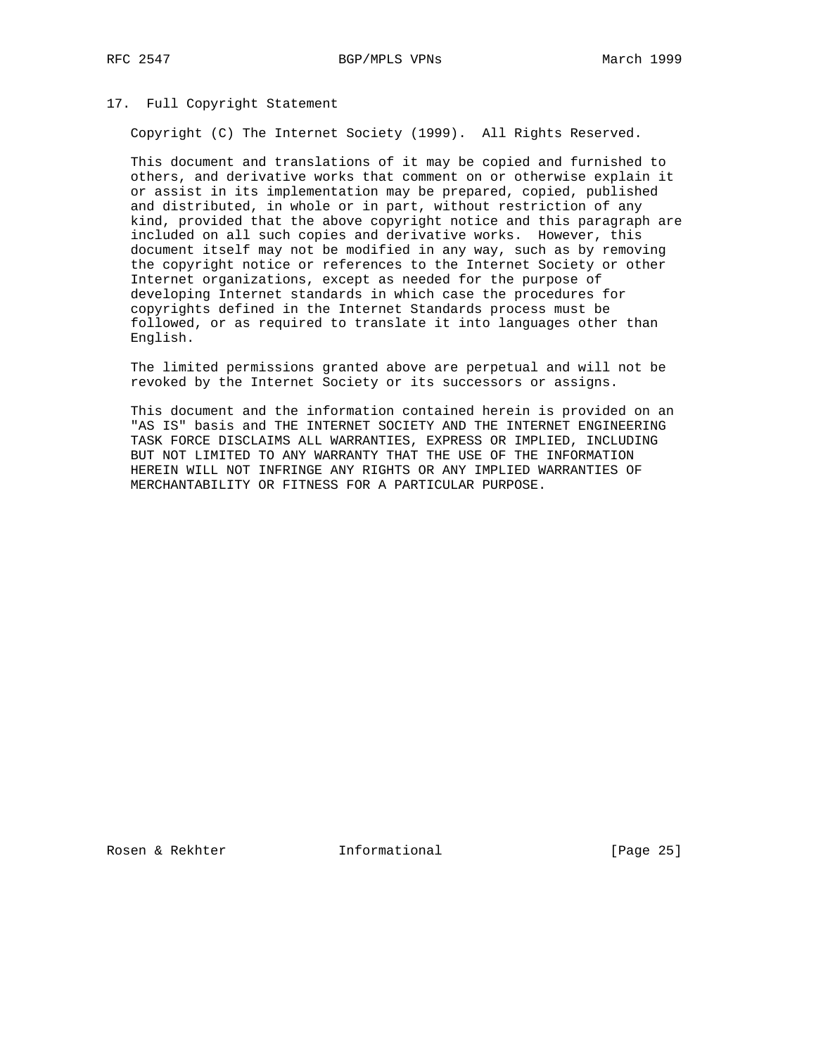## 17. Full Copyright Statement

Copyright (C) The Internet Society (1999). All Rights Reserved.

This document and translations of it may be copied and furnished to others, and derivative works that comment on or otherwise explain it or assist in its implementation may be prepared, copied, published and distributed, in whole or in part, without restriction of any kind, provided that the above copyright notice and this paragraph are included on all such copies and derivative works. However, this document itself may not be modified in any way, such as by removing the copyright notice or references to the Internet Society or other Internet organizations, except as needed for the purpose of developing Internet standards in which case the procedures for copyrights defined in the Internet Standards process must be followed, or as required to translate it into languages other than English.

The limited permissions granted above are perpetual and will not be revoked by the Internet Society or its successors or assigns.

This document and the information contained herein is provided on an "AS IS" basis and THE INTERNET SOCIETY AND THE INTERNET ENGINEERING TASK FORCE DISCLAIMS ALL WARRANTIES, EXPRESS OR IMPLIED, INCLUDING BUT NOT LIMITED TO ANY WARRANTY THAT THE USE OF THE INFORMATION HEREIN WILL NOT INFRINGE ANY RIGHTS OR ANY IMPLIED WARRANTIES OF MERCHANTABILITY OR FITNESS FOR A PARTICULAR PURPOSE.